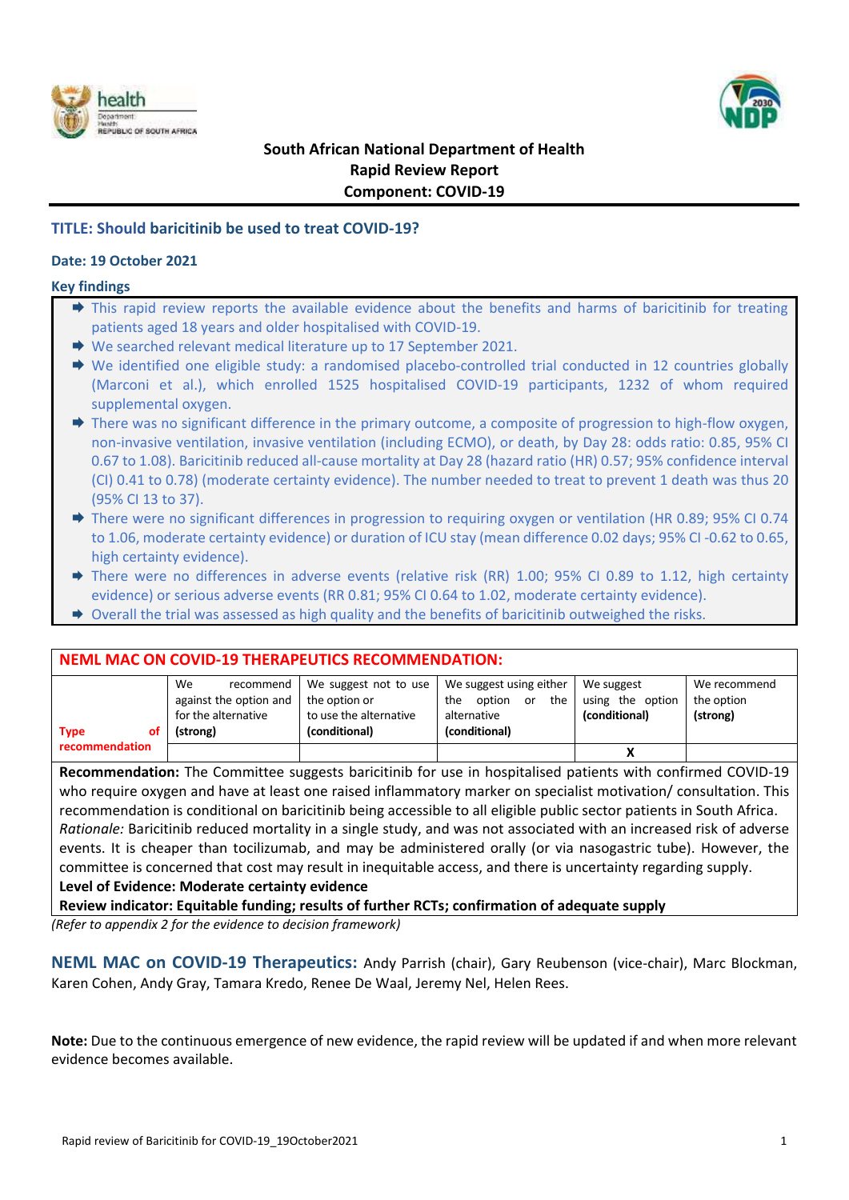**South African National Department of Health**
**Rapid Review Report**
**Component: COVID-19**

## TITLE: Should baricitinib be used to treat COVID-19?

**Date: 19 October 2021**

### Key findings

- This rapid review reports the available evidence about the benefits and harms of baricitinib for treating patients aged 18 years and older hospitalised with COVID-19.
- We searched relevant medical literature up to 17 September 2021.
- We identified one eligible study: a randomised placebo-controlled trial conducted in 12 countries globally (Marconi et al.), which enrolled 1525 hospitalised COVID-19 participants, 1232 of whom required supplemental oxygen.
- There was no significant difference in the primary outcome, a composite of progression to high-flow oxygen, non-invasive ventilation, invasive ventilation (including ECMO), or death, by Day 28: odds ratio: 0.85, 95% CI 0.67 to 1.08). Baricitinib reduced all-cause mortality at Day 28 (hazard ratio (HR) 0.57; 95% confidence interval (CI) 0.41 to 0.78) (moderate certainty evidence). The number needed to treat to prevent 1 death was thus 20 (95% CI 13 to 37).
- There were no significant differences in progression to requiring oxygen or ventilation (HR 0.89; 95% CI 0.74 to 1.06, moderate certainty evidence) or duration of ICU stay (mean difference 0.02 days; 95% CI -0.62 to 0.65, high certainty evidence).
- There were no differences in adverse events (relative risk (RR) 1.00; 95% CI 0.89 to 1.12, high certainty evidence) or serious adverse events (RR 0.81; 95% CI 0.64 to 1.02, moderate certainty evidence).
- Overall the trial was assessed as high quality and the benefits of baricitinib outweighed the risks.

### NEML MAC ON COVID-19 THERAPEUTICS RECOMMENDATION:

| Type of recommendation | We recommend against the option and for the alternative **(strong)** | We suggest not to use the option or to use the alternative **(conditional)** | We suggest using either the option or the alternative **(conditional)** | We suggest using the option **(conditional)** | We recommend the option **(strong)** |
|---|---|---|---|---|---|
| | | | | X | |

**Recommendation:** The Committee suggests baricitinib for use in hospitalised patients with confirmed COVID-19 who require oxygen and have at least one raised inflammatory marker on specialist motivation/ consultation. This recommendation is conditional on baricitinib being accessible to all eligible public sector patients in South Africa.

*Rationale:* Baricitinib reduced mortality in a single study, and was not associated with an increased risk of adverse events. It is cheaper than tocilizumab, and may be administered orally (or via nasogastric tube). However, the committee is concerned that cost may result in inequitable access, and there is uncertainty regarding supply.

**Level of Evidence: Moderate certainty evidence**

**Review indicator: Equitable funding; results of further RCTs; confirmation of adequate supply**

*(Refer to appendix 2 for the evidence to decision framework)*

**NEML MAC on COVID-19 Therapeutics:** Andy Parrish (chair), Gary Reubenson (vice-chair), Marc Blockman, Karen Cohen, Andy Gray, Tamara Kredo, Renee De Waal, Jeremy Nel, Helen Rees.

**Note:** Due to the continuous emergence of new evidence, the rapid review will be updated if and when more relevant evidence becomes available.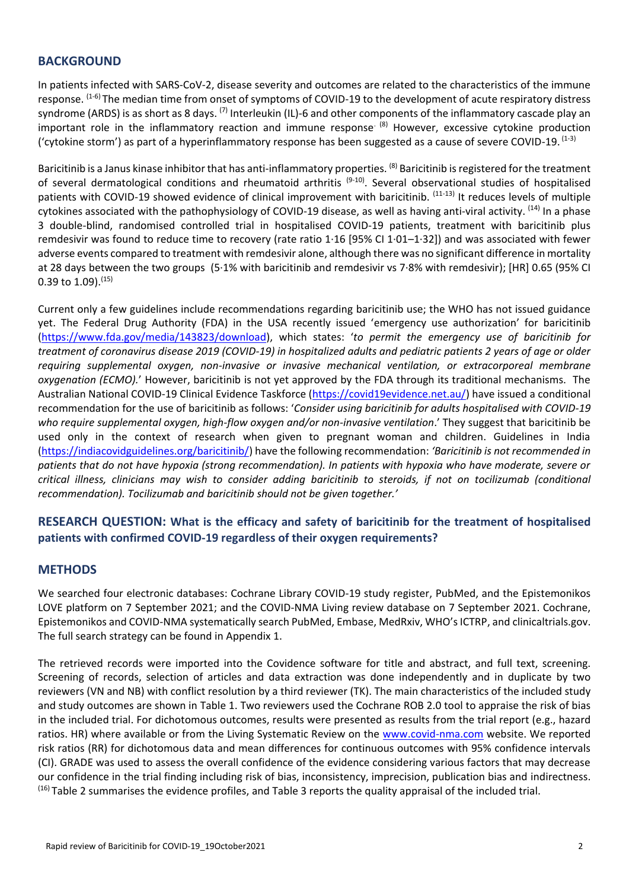## BACKGROUND

In patients infected with SARS-CoV-2, disease severity and outcomes are related to the characteristics of the immune response. [1-6] The median time from onset of symptoms of COVID-19 to the development of acute respiratory distress syndrome (ARDS) is as short as 8 days. [7] Interleukin (IL)-6 and other components of the inflammatory cascade play an important role in the inflammatory reaction and immune response. [8] However, excessive cytokine production ('cytokine storm') as part of a hyperinflammatory response has been suggested as a cause of severe COVID-19. [1-3]

Baricitinib is a Janus kinase inhibitor that has anti-inflammatory properties. [8] Baricitinib is registered for the treatment of several dermatological conditions and rheumatoid arthritis [9-10]. Several observational studies of hospitalised patients with COVID-19 showed evidence of clinical improvement with baricitinib. [11-13] It reduces levels of multiple cytokines associated with the pathophysiology of COVID-19 disease, as well as having anti-viral activity. [14] In a phase 3 double-blind, randomised controlled trial in hospitalised COVID-19 patients, treatment with baricitinib plus remdesivir was found to reduce time to recovery (rate ratio 1·16 [95% CI 1·01–1·32]) and was associated with fewer adverse events compared to treatment with remdesivir alone, although there was no significant difference in mortality at 28 days between the two groups (5·1% with baricitinib and remdesivir vs 7·8% with remdesivir); [HR] 0.65 (95% CI 0.39 to 1.09).[15]

Current only a few guidelines include recommendations regarding baricitinib use; the WHO has not issued guidance yet. The Federal Drug Authority (FDA) in the USA recently issued 'emergency use authorization' for baricitinib (https://www.fda.gov/media/143823/download), which states: '*to permit the emergency use of baricitinib for treatment of coronavirus disease 2019 (COVID-19) in hospitalized adults and pediatric patients 2 years of age or older requiring supplemental oxygen, non-invasive or invasive mechanical ventilation, or extracorporeal membrane oxygenation (ECMO).*' However, baricitinib is not yet approved by the FDA through its traditional mechanisms. The Australian National COVID-19 Clinical Evidence Taskforce (https://covid19evidence.net.au/) have issued a conditional recommendation for the use of baricitinib as follows: '*Consider using baricitinib for adults hospitalised with COVID-19 who require supplemental oxygen, high-flow oxygen and/or non-invasive ventilation*.' They suggest that baricitinib be used only in the context of research when given to pregnant woman and children. Guidelines in India (https://indiacovidguidelines.org/baricitinib/) have the following recommendation: *'Baricitinib is not recommended in patients that do not have hypoxia (strong recommendation). In patients with hypoxia who have moderate, severe or critical illness, clinicians may wish to consider adding baricitinib to steroids, if not on tocilizumab (conditional recommendation). Tocilizumab and baricitinib should not be given together.'*

## RESEARCH QUESTION: What is the efficacy and safety of baricitinib for the treatment of hospitalised patients with confirmed COVID-19 regardless of their oxygen requirements?

## METHODS

We searched four electronic databases: Cochrane Library COVID-19 study register, PubMed, and the Epistemonikos LOVE platform on 7 September 2021; and the COVID-NMA Living review database on 7 September 2021. Cochrane, Epistemonikos and COVID-NMA systematically search PubMed, Embase, MedRxiv, WHO's ICTRP, and clinicaltrials.gov. The full search strategy can be found in Appendix 1.

The retrieved records were imported into the Covidence software for title and abstract, and full text, screening. Screening of records, selection of articles and data extraction was done independently and in duplicate by two reviewers (VN and NB) with conflict resolution by a third reviewer (TK). The main characteristics of the included study and study outcomes are shown in Table 1. Two reviewers used the Cochrane ROB 2.0 tool to appraise the risk of bias in the included trial. For dichotomous outcomes, results were presented as results from the trial report (e.g., hazard ratios. HR) where available or from the Living Systematic Review on the www.covid-nma.com website. We reported risk ratios (RR) for dichotomous data and mean differences for continuous outcomes with 95% confidence intervals (CI). GRADE was used to assess the overall confidence of the evidence considering various factors that may decrease our confidence in the trial finding including risk of bias, inconsistency, imprecision, publication bias and indirectness. [16] Table 2 summarises the evidence profiles, and Table 3 reports the quality appraisal of the included trial.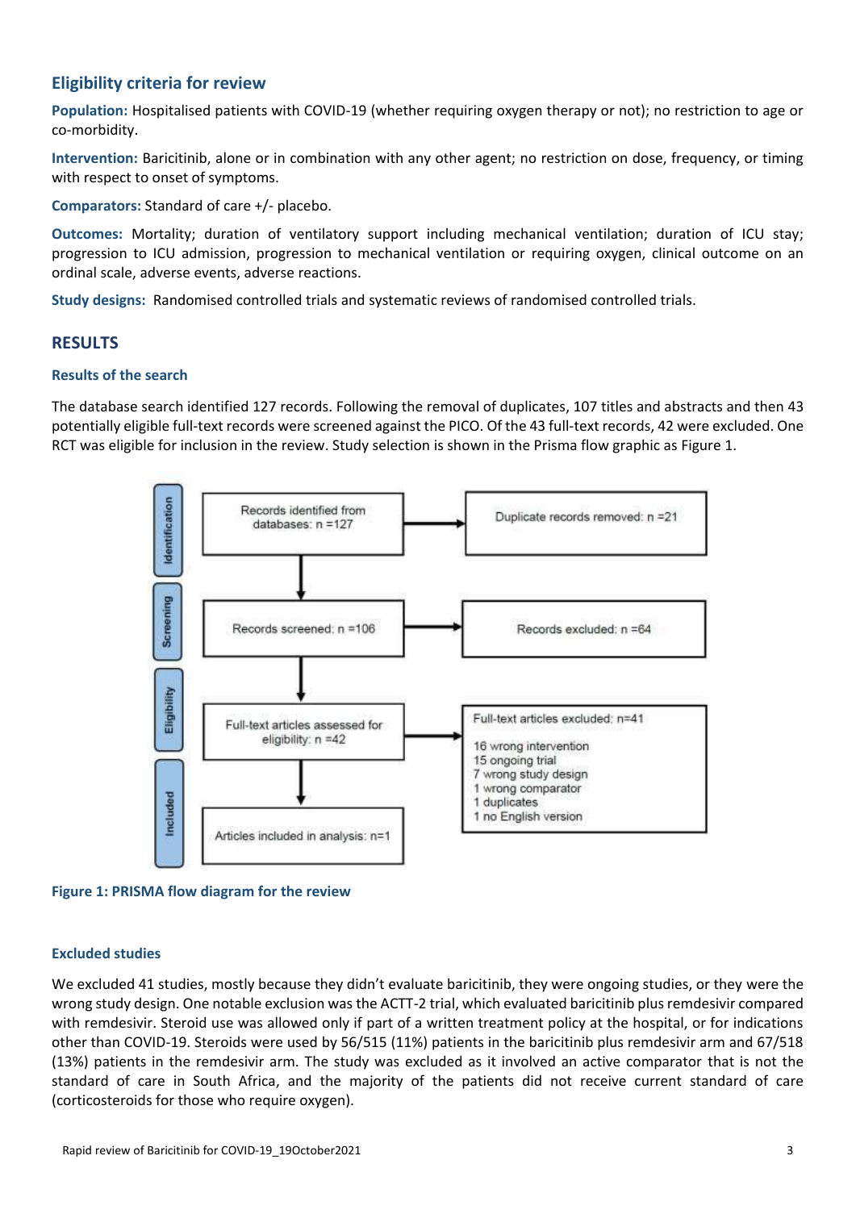## Eligibility criteria for review

**Population:** Hospitalised patients with COVID-19 (whether requiring oxygen therapy or not); no restriction to age or co-morbidity.

**Intervention:** Baricitinib, alone or in combination with any other agent; no restriction on dose, frequency, or timing with respect to onset of symptoms.

**Comparators:** Standard of care +/- placebo.

**Outcomes:** Mortality; duration of ventilatory support including mechanical ventilation; duration of ICU stay; progression to ICU admission, progression to mechanical ventilation or requiring oxygen, clinical outcome on an ordinal scale, adverse events, adverse reactions.

**Study designs:** Randomised controlled trials and systematic reviews of randomised controlled trials.

## RESULTS

### Results of the search

The database search identified 127 records. Following the removal of duplicates, 107 titles and abstracts and then 43 potentially eligible full-text records were screened against the PICO. Of the 43 full-text records, 42 were excluded. One RCT was eligible for inclusion in the review. Study selection is shown in the Prisma flow graphic as Figure 1.

Identification: Records identified from databases: n =127 → Duplicate records removed: n =21

Screening: Records screened: n =106 → Records excluded: n =64

Eligibility: Full-text articles assessed for eligibility: n =42 → Full-text articles excluded: n=41
- 16 wrong intervention
- 15 ongoing trial
- 7 wrong study design
- 1 wrong comparator
- 1 duplicates
- 1 no English version

Included: Articles included in analysis: n=1

**Figure 1: PRISMA flow diagram for the review**

### Excluded studies

We excluded 41 studies, mostly because they didn't evaluate baricitinib, they were ongoing studies, or they were the wrong study design. One notable exclusion was the ACTT-2 trial, which evaluated baricitinib plus remdesivir compared with remdesivir. Steroid use was allowed only if part of a written treatment policy at the hospital, or for indications other than COVID-19. Steroids were used by 56/515 (11%) patients in the baricitinib plus remdesivir arm and 67/518 (13%) patients in the remdesivir arm. The study was excluded as it involved an active comparator that is not the standard of care in South Africa, and the majority of the patients did not receive current standard of care (corticosteroids for those who require oxygen).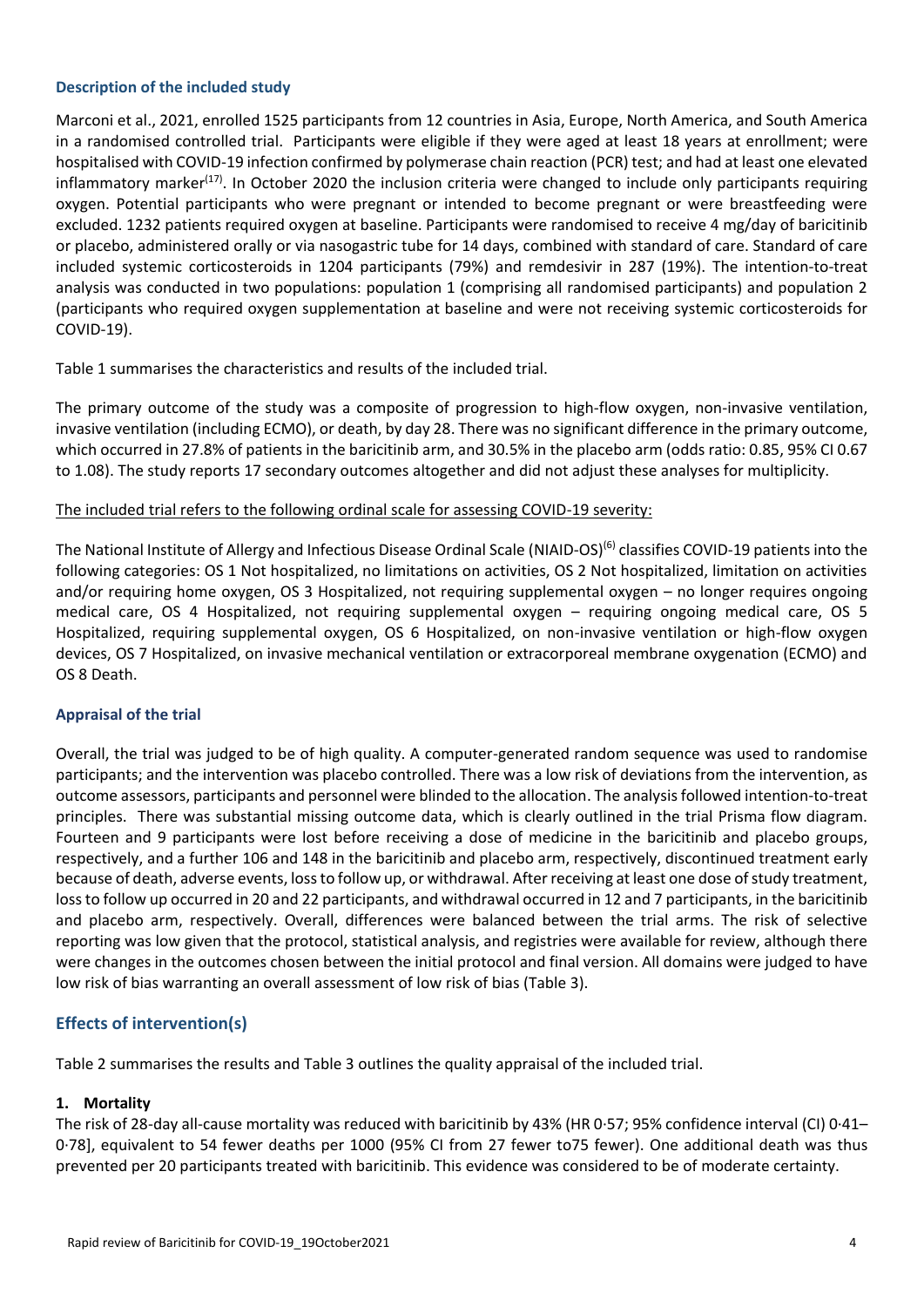### Description of the included study

Marconi et al., 2021, enrolled 1525 participants from 12 countries in Asia, Europe, North America, and South America in a randomised controlled trial. Participants were eligible if they were aged at least 18 years at enrollment; were hospitalised with COVID-19 infection confirmed by polymerase chain reaction (PCR) test; and had at least one elevated inflammatory marker[17]. In October 2020 the inclusion criteria were changed to include only participants requiring oxygen. Potential participants who were pregnant or intended to become pregnant or were breastfeeding were excluded. 1232 patients required oxygen at baseline. Participants were randomised to receive 4 mg/day of baricitinib or placebo, administered orally or via nasogastric tube for 14 days, combined with standard of care. Standard of care included systemic corticosteroids in 1204 participants (79%) and remdesivir in 287 (19%). The intention-to-treat analysis was conducted in two populations: population 1 (comprising all randomised participants) and population 2 (participants who required oxygen supplementation at baseline and were not receiving systemic corticosteroids for COVID-19).

Table 1 summarises the characteristics and results of the included trial.

The primary outcome of the study was a composite of progression to high-flow oxygen, non-invasive ventilation, invasive ventilation (including ECMO), or death, by day 28. There was no significant difference in the primary outcome, which occurred in 27.8% of patients in the baricitinib arm, and 30.5% in the placebo arm (odds ratio: 0.85, 95% CI 0.67 to 1.08). The study reports 17 secondary outcomes altogether and did not adjust these analyses for multiplicity.

The included trial refers to the following ordinal scale for assessing COVID-19 severity:

The National Institute of Allergy and Infectious Disease Ordinal Scale (NIAID-OS)[6] classifies COVID-19 patients into the following categories: OS 1 Not hospitalized, no limitations on activities, OS 2 Not hospitalized, limitation on activities and/or requiring home oxygen, OS 3 Hospitalized, not requiring supplemental oxygen – no longer requires ongoing medical care, OS 4 Hospitalized, not requiring supplemental oxygen – requiring ongoing medical care, OS 5 Hospitalized, requiring supplemental oxygen, OS 6 Hospitalized, on non-invasive ventilation or high-flow oxygen devices, OS 7 Hospitalized, on invasive mechanical ventilation or extracorporeal membrane oxygenation (ECMO) and OS 8 Death.

### Appraisal of the trial

Overall, the trial was judged to be of high quality. A computer-generated random sequence was used to randomise participants; and the intervention was placebo controlled. There was a low risk of deviations from the intervention, as outcome assessors, participants and personnel were blinded to the allocation. The analysis followed intention-to-treat principles. There was substantial missing outcome data, which is clearly outlined in the trial Prisma flow diagram. Fourteen and 9 participants were lost before receiving a dose of medicine in the baricitinib and placebo groups, respectively, and a further 106 and 148 in the baricitinib and placebo arm, respectively, discontinued treatment early because of death, adverse events, loss to follow up, or withdrawal. After receiving at least one dose of study treatment, loss to follow up occurred in 20 and 22 participants, and withdrawal occurred in 12 and 7 participants, in the baricitinib and placebo arm, respectively. Overall, differences were balanced between the trial arms. The risk of selective reporting was low given that the protocol, statistical analysis, and registries were available for review, although there were changes in the outcomes chosen between the initial protocol and final version. All domains were judged to have low risk of bias warranting an overall assessment of low risk of bias (Table 3).

## Effects of intervention(s)

Table 2 summarises the results and Table 3 outlines the quality appraisal of the included trial.

### 1. Mortality

The risk of 28-day all-cause mortality was reduced with baricitinib by 43% (HR 0·57; 95% confidence interval (CI) 0·41–0·78], equivalent to 54 fewer deaths per 1000 (95% CI from 27 fewer to75 fewer). One additional death was thus prevented per 20 participants treated with baricitinib. This evidence was considered to be of moderate certainty.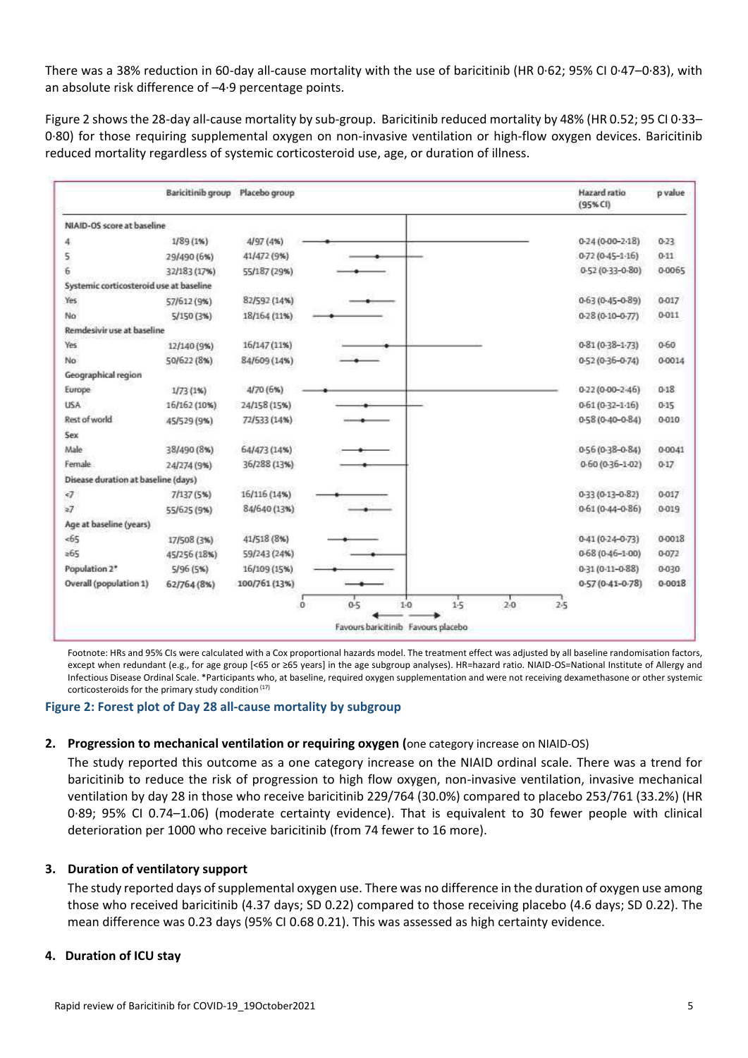There was a 38% reduction in 60-day all-cause mortality with the use of baricitinib (HR 0·62; 95% CI 0·47–0·83), with an absolute risk difference of –4·9 percentage points.

Figure 2 shows the 28-day all-cause mortality by sub-group. Baricitinib reduced mortality by 48% (HR 0.52; 95 CI 0·33–0·80) for those requiring supplemental oxygen on non-invasive ventilation or high-flow oxygen devices. Baricitinib reduced mortality regardless of systemic corticosteroid use, age, or duration of illness.

| | Baricitinib group | Placebo group | Hazard ratio (95% CI) | p value |
|---|---|---|---|---|
| **NIAID-OS score at baseline** | | | | |
| 4 | 1/89 (1%) | 4/97 (4%) | 0·24 (0·00–2·18) | 0·23 |
| 5 | 29/490 (6%) | 41/472 (9%) | 0·72 (0·45–1·16) | 0·11 |
| 6 | 32/183 (17%) | 55/187 (29%) | 0·52 (0·33–0·80) | 0·0065 |
| **Systemic corticosteroid use at baseline** | | | | |
| Yes | 57/612 (9%) | 82/592 (14%) | 0·63 (0·45–0·89) | 0·017 |
| No | 5/150 (3%) | 18/164 (11%) | 0·28 (0·10–0·77) | 0·011 |
| **Remdesivir use at baseline** | | | | |
| Yes | 12/140 (9%) | 16/147 (11%) | 0·81 (0·38–1·73) | 0·60 |
| No | 50/622 (8%) | 84/609 (14%) | 0·52 (0·36–0·74) | 0·0014 |
| **Geographical region** | | | | |
| Europe | 1/73 (1%) | 4/70 (6%) | 0·22 (0·00–2·46) | 0·18 |
| USA | 16/162 (10%) | 24/158 (15%) | 0·61 (0·32–1·16) | 0·15 |
| Rest of world | 45/529 (9%) | 72/533 (14%) | 0·58 (0·40–0·84) | 0·010 |
| **Sex** | | | | |
| Male | 38/490 (8%) | 64/473 (14%) | 0·56 (0·38–0·84) | 0·0041 |
| Female | 24/274 (9%) | 36/288 (13%) | 0·60 (0·36–1·02) | 0·17 |
| **Disease duration at baseline (days)** | | | | |
| <7 | 7/137 (5%) | 16/116 (14%) | 0·33 (0·13–0·82) | 0·017 |
| ≥7 | 55/625 (9%) | 84/640 (13%) | 0·61 (0·44–0·86) | 0·019 |
| **Age at baseline (years)** | | | | |
| <65 | 17/508 (3%) | 41/518 (8%) | 0·41 (0·24–0·73) | 0·0018 |
| ≥65 | 45/256 (18%) | 59/243 (24%) | 0·68 (0·46–1·00) | 0·072 |
| Population 2* | 5/96 (5%) | 16/109 (15%) | 0·31 (0·11–0·88) | 0·030 |
| Overall (population 1) | 62/764 (8%) | 100/761 (13%) | 0·57 (0·41–0·78) | 0·0018 |

Favours baricitinib ← → Favours placebo

Footnote: HRs and 95% CIs were calculated with a Cox proportional hazards model. The treatment effect was adjusted by all baseline randomisation factors, except when redundant (e.g., for age group [<65 or ≥65 years] in the age subgroup analyses). HR=hazard ratio. NIAID-OS=National Institute of Allergy and Infectious Disease Ordinal Scale. *Participants who, at baseline, required oxygen supplementation and were not receiving dexamethasone or other systemic corticosteroids for the primary study condition [17]

**Figure 2: Forest plot of Day 28 all-cause mortality by subgroup**

**2. Progression to mechanical ventilation or requiring oxygen (**one category increase on NIAID-OS)

The study reported this outcome as a one category increase on the NIAID ordinal scale. There was a trend for baricitinib to reduce the risk of progression to high flow oxygen, non-invasive ventilation, invasive mechanical ventilation by day 28 in those who receive baricitinib 229/764 (30.0%) compared to placebo 253/761 (33.2%) (HR 0·89; 95% CI 0.74–1.06) (moderate certainty evidence). That is equivalent to 30 fewer people with clinical deterioration per 1000 who receive baricitinib (from 74 fewer to 16 more).

**3. Duration of ventilatory support**

The study reported days of supplemental oxygen use. There was no difference in the duration of oxygen use among those who received baricitinib (4.37 days; SD 0.22) compared to those receiving placebo (4.6 days; SD 0.22). The mean difference was 0.23 days (95% CI 0.68 0.21). This was assessed as high certainty evidence.

**4. Duration of ICU stay**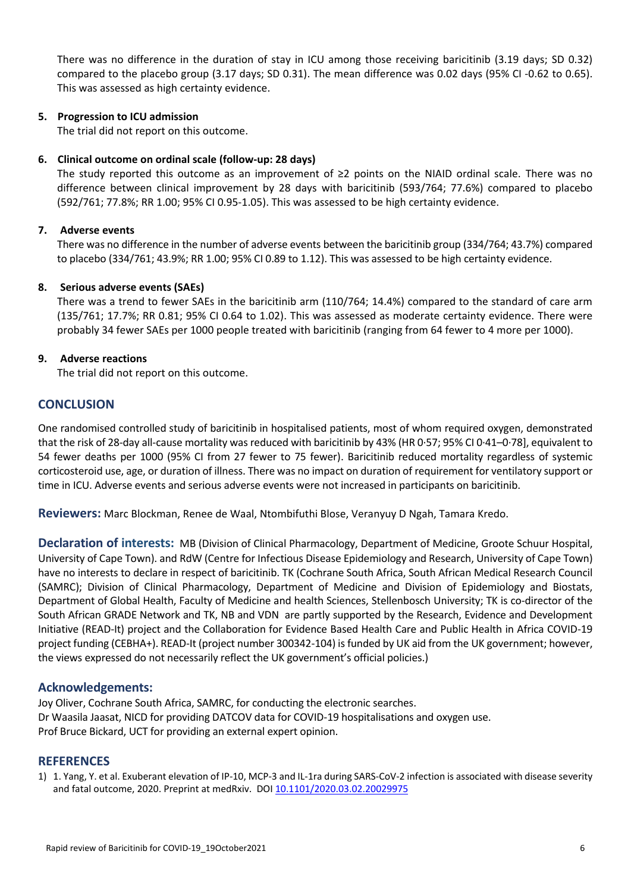There was no difference in the duration of stay in ICU among those receiving baricitinib (3.19 days; SD 0.32) compared to the placebo group (3.17 days; SD 0.31). The mean difference was 0.02 days (95% CI -0.62 to 0.65). This was assessed as high certainty evidence.

5. **Progression to ICU admission**

   The trial did not report on this outcome.

6. **Clinical outcome on ordinal scale (follow-up: 28 days)**

   The study reported this outcome as an improvement of ≥2 points on the NIAID ordinal scale. There was no difference between clinical improvement by 28 days with baricitinib (593/764; 77.6%) compared to placebo (592/761; 77.8%; RR 1.00; 95% CI 0.95-1.05). This was assessed to be high certainty evidence.

7. **Adverse events**

   There was no difference in the number of adverse events between the baricitinib group (334/764; 43.7%) compared to placebo (334/761; 43.9%; RR 1.00; 95% CI 0.89 to 1.12). This was assessed to be high certainty evidence.

8. **Serious adverse events (SAEs)**

   There was a trend to fewer SAEs in the baricitinib arm (110/764; 14.4%) compared to the standard of care arm (135/761; 17.7%; RR 0.81; 95% CI 0.64 to 1.02). This was assessed as moderate certainty evidence. There were probably 34 fewer SAEs per 1000 people treated with baricitinib (ranging from 64 fewer to 4 more per 1000).

9. **Adverse reactions**

   The trial did not report on this outcome.

## CONCLUSION

One randomised controlled study of baricitinib in hospitalised patients, most of whom required oxygen, demonstrated that the risk of 28-day all-cause mortality was reduced with baricitinib by 43% (HR 0·57; 95% CI 0·41–0·78], equivalent to 54 fewer deaths per 1000 (95% CI from 27 fewer to 75 fewer). Baricitinib reduced mortality regardless of systemic corticosteroid use, age, or duration of illness. There was no impact on duration of requirement for ventilatory support or time in ICU. Adverse events and serious adverse events were not increased in participants on baricitinib.

**Reviewers:** Marc Blockman, Renee de Waal, Ntombifuthi Blose, Veranyuy D Ngah, Tamara Kredo.

**Declaration of interests:** MB (Division of Clinical Pharmacology, Department of Medicine, Groote Schuur Hospital, University of Cape Town). and RdW (Centre for Infectious Disease Epidemiology and Research, University of Cape Town) have no interests to declare in respect of baricitinib. TK (Cochrane South Africa, South African Medical Research Council (SAMRC); Division of Clinical Pharmacology, Department of Medicine and Division of Epidemiology and Biostats, Department of Global Health, Faculty of Medicine and health Sciences, Stellenbosch University; TK is co-director of the South African GRADE Network and TK, NB and VDN are partly supported by the Research, Evidence and Development Initiative (READ-It) project and the Collaboration for Evidence Based Health Care and Public Health in Africa COVID-19 project funding (CEBHA+). READ-It (project number 300342-104) is funded by UK aid from the UK government; however, the views expressed do not necessarily reflect the UK government's official policies.)

## Acknowledgements:

Joy Oliver, Cochrane South Africa, SAMRC, for conducting the electronic searches.
Dr Waasila Jaasat, NICD for providing DATCOV data for COVID-19 hospitalisations and oxygen use.
Prof Bruce Bickard, UCT for providing an external expert opinion.

## REFERENCES

1) 1. Yang, Y. et al. Exuberant elevation of IP-10, MCP-3 and IL-1ra during SARS-CoV-2 infection is associated with disease severity and fatal outcome, 2020. Preprint at medRxiv. DOI 10.1101/2020.03.02.20029975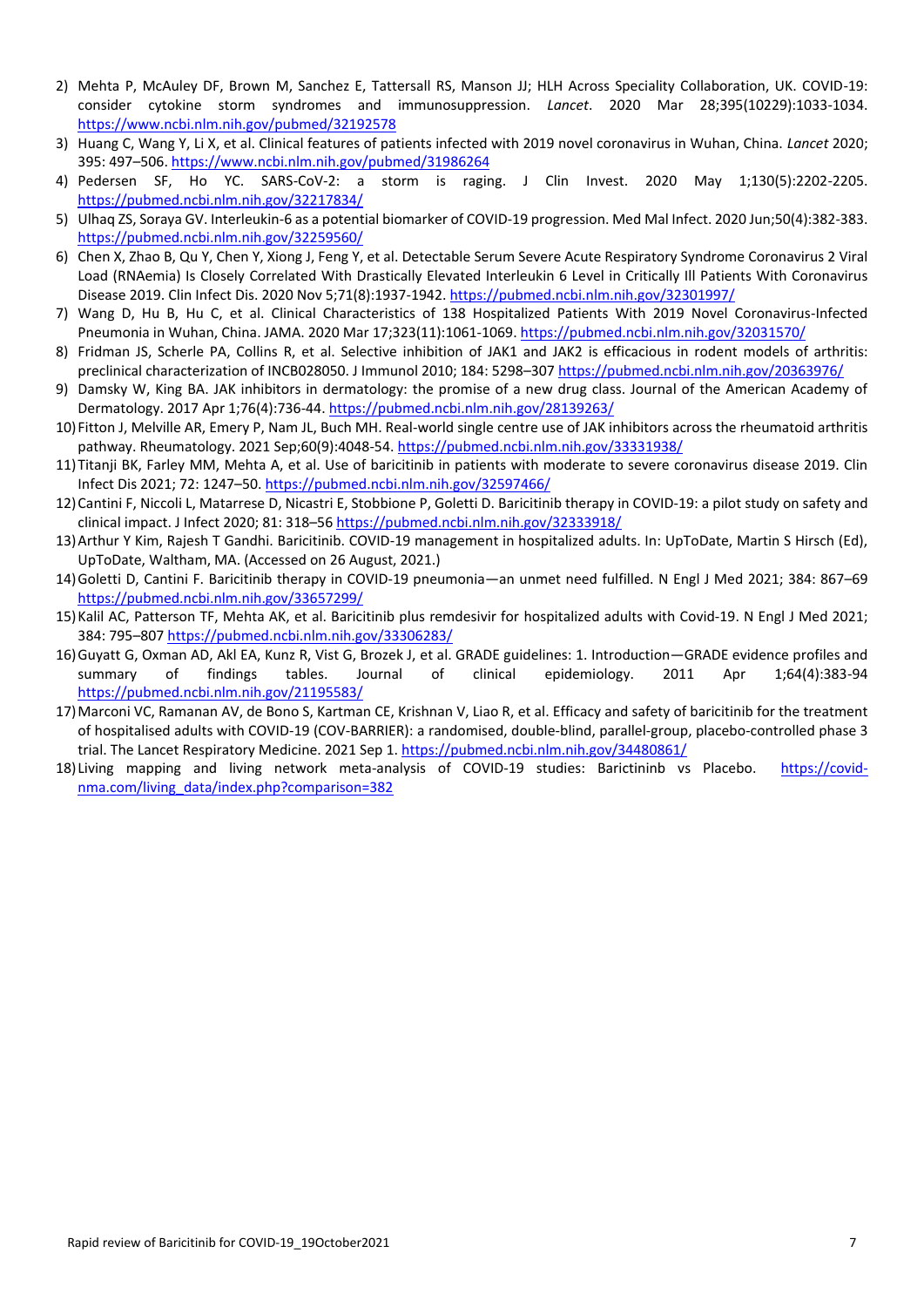2) Mehta P, McAuley DF, Brown M, Sanchez E, Tattersall RS, Manson JJ; HLH Across Speciality Collaboration, UK. COVID-19: consider cytokine storm syndromes and immunosuppression. *Lancet*. 2020 Mar 28;395(10229):1033-1034. https://www.ncbi.nlm.nih.gov/pubmed/32192578
3) Huang C, Wang Y, Li X, et al. Clinical features of patients infected with 2019 novel coronavirus in Wuhan, China. *Lancet* 2020; 395: 497–506. https://www.ncbi.nlm.nih.gov/pubmed/31986264
4) Pedersen SF, Ho YC. SARS-CoV-2: a storm is raging. J Clin Invest. 2020 May 1;130(5):2202-2205. https://pubmed.ncbi.nlm.nih.gov/32217834/
5) Ulhaq ZS, Soraya GV. Interleukin-6 as a potential biomarker of COVID-19 progression. Med Mal Infect. 2020 Jun;50(4):382-383. https://pubmed.ncbi.nlm.nih.gov/32259560/
6) Chen X, Zhao B, Qu Y, Chen Y, Xiong J, Feng Y, et al. Detectable Serum Severe Acute Respiratory Syndrome Coronavirus 2 Viral Load (RNAemia) Is Closely Correlated With Drastically Elevated Interleukin 6 Level in Critically Ill Patients With Coronavirus Disease 2019. Clin Infect Dis. 2020 Nov 5;71(8):1937-1942. https://pubmed.ncbi.nlm.nih.gov/32301997/
7) Wang D, Hu B, Hu C, et al. Clinical Characteristics of 138 Hospitalized Patients With 2019 Novel Coronavirus-Infected Pneumonia in Wuhan, China. JAMA. 2020 Mar 17;323(11):1061-1069. https://pubmed.ncbi.nlm.nih.gov/32031570/
8) Fridman JS, Scherle PA, Collins R, et al. Selective inhibition of JAK1 and JAK2 is efficacious in rodent models of arthritis: preclinical characterization of INCB028050. J Immunol 2010; 184: 5298–307 https://pubmed.ncbi.nlm.nih.gov/20363976/
9) Damsky W, King BA. JAK inhibitors in dermatology: the promise of a new drug class. Journal of the American Academy of Dermatology. 2017 Apr 1;76(4):736-44. https://pubmed.ncbi.nlm.nih.gov/28139263/
10) Fitton J, Melville AR, Emery P, Nam JL, Buch MH. Real-world single centre use of JAK inhibitors across the rheumatoid arthritis pathway. Rheumatology. 2021 Sep;60(9):4048-54. https://pubmed.ncbi.nlm.nih.gov/33331938/
11) Titanji BK, Farley MM, Mehta A, et al. Use of baricitinib in patients with moderate to severe coronavirus disease 2019. Clin Infect Dis 2021; 72: 1247–50. https://pubmed.ncbi.nlm.nih.gov/32597466/
12) Cantini F, Niccoli L, Matarrese D, Nicastri E, Stobbione P, Goletti D. Baricitinib therapy in COVID-19: a pilot study on safety and clinical impact. J Infect 2020; 81: 318–56 https://pubmed.ncbi.nlm.nih.gov/32333918/
13) Arthur Y Kim, Rajesh T Gandhi. Baricitinib. COVID-19 management in hospitalized adults. In: UpToDate, Martin S Hirsch (Ed), UpToDate, Waltham, MA. (Accessed on 26 August, 2021.)
14) Goletti D, Cantini F. Baricitinib therapy in COVID-19 pneumonia—an unmet need fulfilled. N Engl J Med 2021; 384: 867–69 https://pubmed.ncbi.nlm.nih.gov/33657299/
15) Kalil AC, Patterson TF, Mehta AK, et al. Baricitinib plus remdesivir for hospitalized adults with Covid-19. N Engl J Med 2021; 384: 795–807 https://pubmed.ncbi.nlm.nih.gov/33306283/
16) Guyatt G, Oxman AD, Akl EA, Kunz R, Vist G, Brozek J, et al. GRADE guidelines: 1. Introduction—GRADE evidence profiles and summary of findings tables. Journal of clinical epidemiology. 2011 Apr 1;64(4):383-94 https://pubmed.ncbi.nlm.nih.gov/21195583/
17) Marconi VC, Ramanan AV, de Bono S, Kartman CE, Krishnan V, Liao R, et al. Efficacy and safety of baricitinib for the treatment of hospitalised adults with COVID-19 (COV-BARRIER): a randomised, double-blind, parallel-group, placebo-controlled phase 3 trial. The Lancet Respiratory Medicine. 2021 Sep 1. https://pubmed.ncbi.nlm.nih.gov/34480861/
18) Living mapping and living network meta-analysis of COVID-19 studies: Barictininb vs Placebo. https://covid-nma.com/living_data/index.php?comparison=382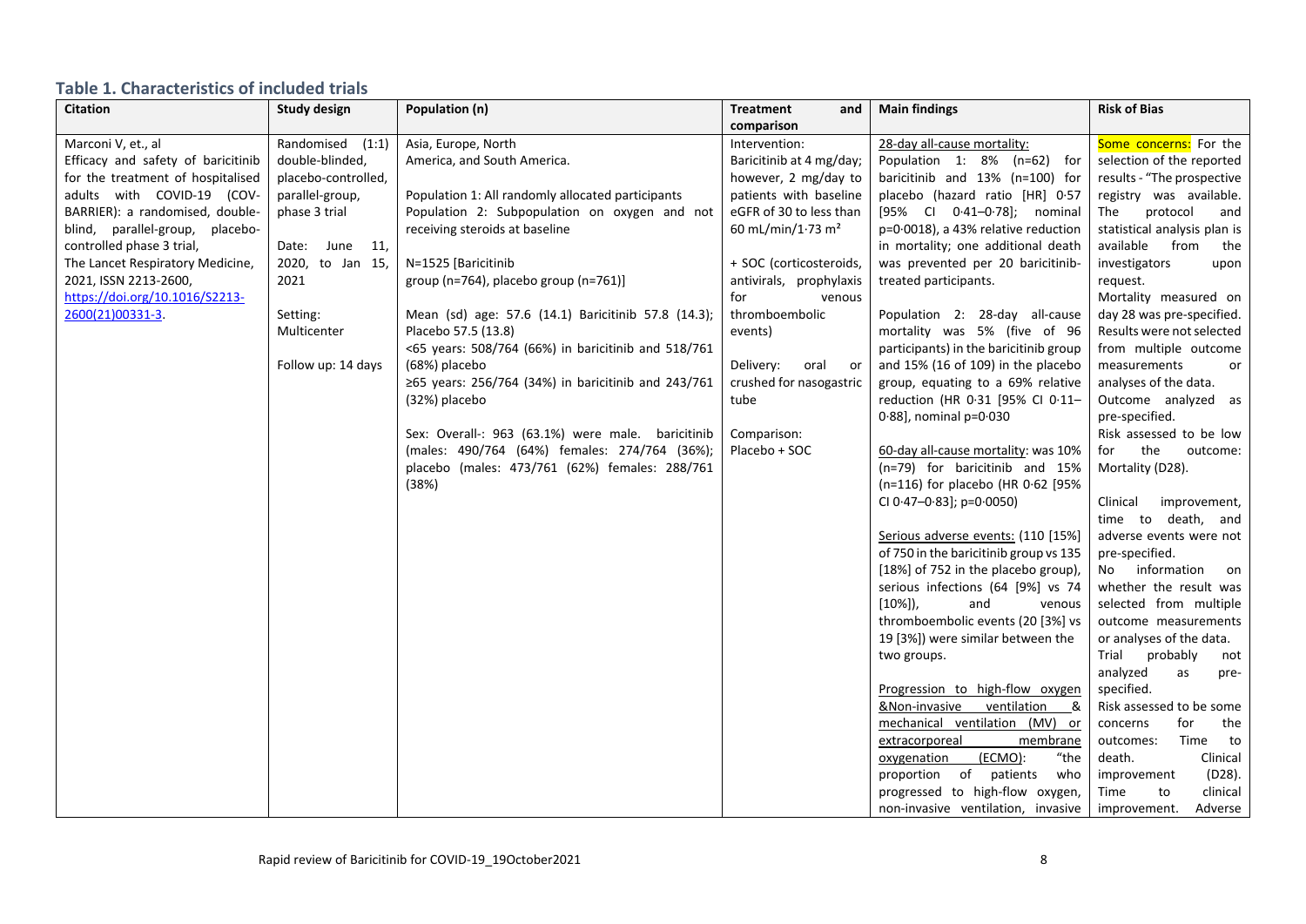## Table 1. Characteristics of included trials

| Citation | Study design | Population (n) | Treatment and comparison | Main findings | Risk of Bias |
|---|---|---|---|---|---|
| Marconi V, et., al Efficacy and safety of baricitinib for the treatment of hospitalised adults with COVID-19 (COV-BARRIER): a randomised, double-blind, parallel-group, placebo-controlled phase 3 trial, The Lancet Respiratory Medicine, 2021, ISSN 2213-2600, https://doi.org/10.1016/S2213-2600(21)00331-3. | Randomised (1:1) double-blinded, placebo-controlled, parallel-group, phase 3 trial<br><br>Date: June 11, 2020, to Jan 15, 2021<br><br>Setting: Multicenter<br><br>Follow up: 14 days | Asia, Europe, North America, and South America.<br><br>Population 1: All randomly allocated participants<br>Population 2: Subpopulation on oxygen and not receiving steroids at baseline<br><br>N=1525 [Baricitinib group (n=764), placebo group (n=761)]<br><br>Mean (sd) age: 57.6 (14.1) Baricitinib 57.8 (14.3); Placebo 57.5 (13.8)<br><65 years: 508/764 (66%) in baricitinib and 518/761 (68%) placebo<br>≥65 years: 256/764 (34%) in baricitinib and 243/761 (32%) placebo<br><br>Sex: Overall-: 963 (63.1%) were male. baricitinib (males: 490/764 (64%) females: 274/764 (36%); placebo (males: 473/761 (62%) females: 288/761 (38%) | Intervention: Baricitinib at 4 mg/day; however, 2 mg/day to patients with baseline eGFR of 30 to less than 60 mL/min/1·73 m²<br><br>+ SOC (corticosteroids, antivirals, prophylaxis for venous thromboembolic events)<br><br>Delivery: oral or crushed for nasogastric tube<br><br>Comparison: Placebo + SOC | 28-day all-cause mortality: Population 1: 8% (n=62) for baricitinib and 13% (n=100) for placebo (hazard ratio [HR] 0·57 [95% CI 0·41–0·78]; nominal p=0·0018), a 43% relative reduction in mortality; one additional death was prevented per 20 baricitinib-treated participants.<br><br>Population 2: 28-day all-cause mortality was 5% (five of 96 participants) in the baricitinib group and 15% (16 of 109) in the placebo group, equating to a 69% relative reduction (HR 0·31 [95% CI 0·11–0·88], nominal p=0·030<br><br>60-day all-cause mortality: was 10% (n=79) for baricitinib and 15% (n=116) for placebo (HR 0·62 [95% CI 0·47–0·83]; p=0·0050)<br><br>Serious adverse events: (110 [15%] of 750 in the baricitinib group vs 135 [18%] of 752 in the placebo group), serious infections (64 [9%] vs 74 [10%]), and venous thromboembolic events (20 [3%] vs 19 [3%]) were similar between the two groups.<br><br>Progression to high-flow oxygen &Non-invasive ventilation & mechanical ventilation (MV) or extracorporeal membrane oxygenation (ECMO): "the proportion of patients who progressed to high-flow oxygen, non-invasive ventilation, invasive | Some concerns: For the selection of the reported results - "The prospective registry was available. The protocol and statistical analysis plan is available from the investigators upon request.<br>Mortality measured on day 28 was pre-specified. Results were not selected from multiple outcome measurements or analyses of the data.<br>Outcome analyzed as pre-specified.<br>Risk assessed to be low for the outcome: Mortality (D28).<br><br>Clinical improvement, time to death, and adverse events were not pre-specified.<br>No information on whether the result was selected from multiple outcome measurements or analyses of the data.<br>Trial probably not analyzed as pre-specified.<br>Risk assessed to be some concerns for the outcomes: Time to death. Clinical improvement (D28). Time to clinical improvement. Adverse |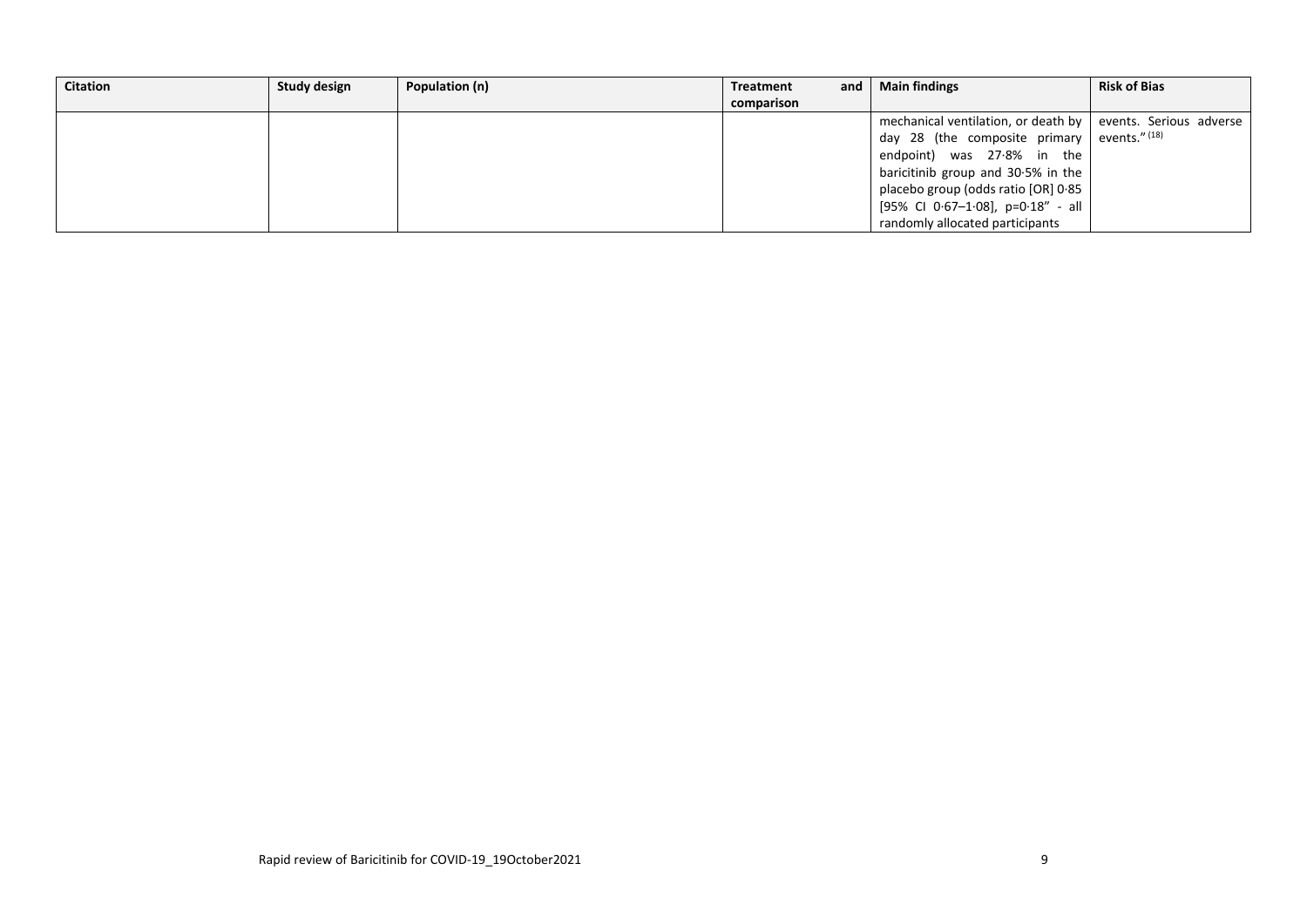| Citation | Study design | Population (n) | Treatment and comparison | Main findings | Risk of Bias |
|---|---|---|---|---|---|
| | | | | mechanical ventilation, or death by day 28 (the composite primary endpoint) was 27·8% in the baricitinib group and 30·5% in the placebo group (odds ratio [OR] 0·85 [95% CI 0·67–1·08], p=0·18" - all randomly allocated participants | events. Serious adverse events." [18] |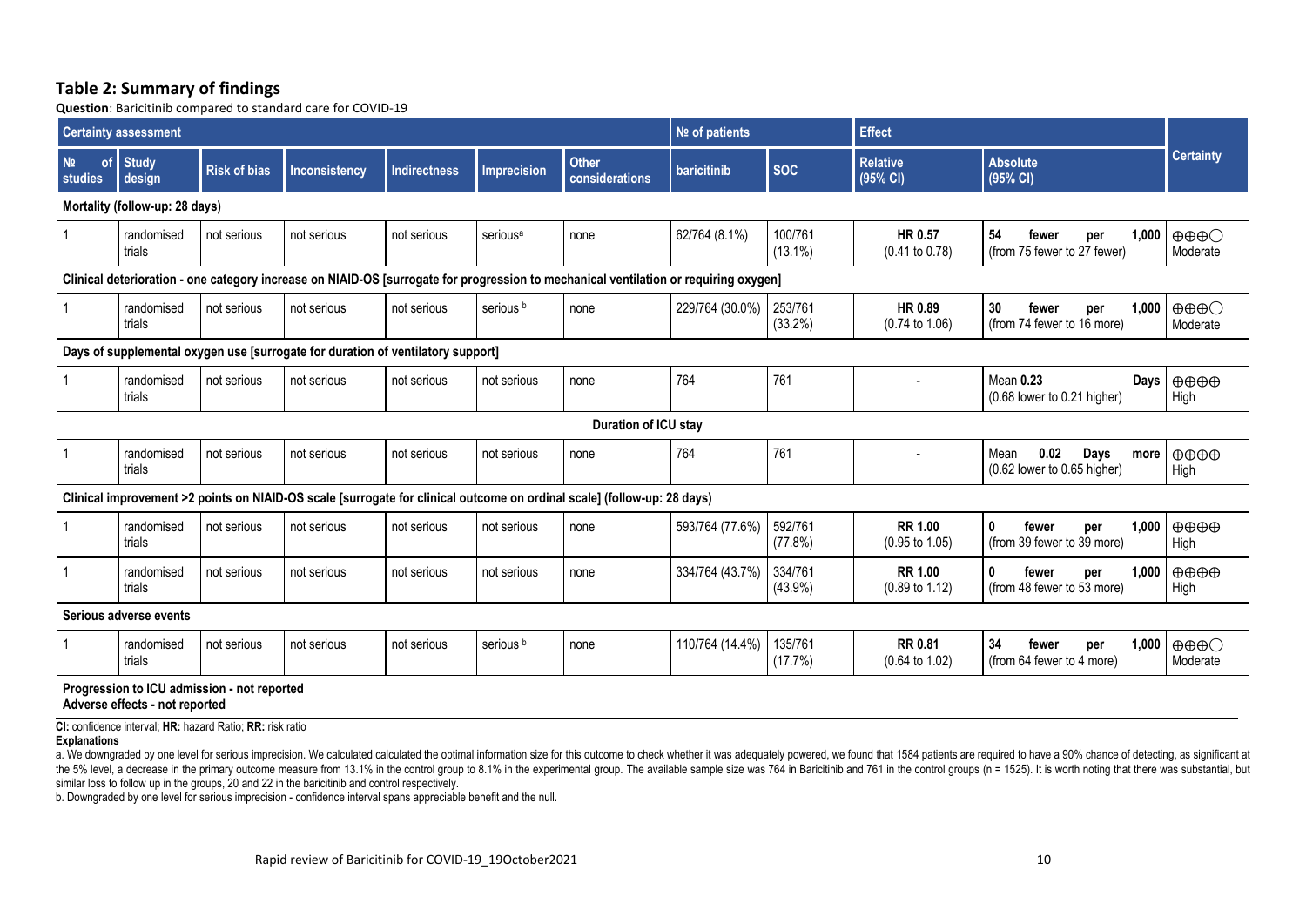## Table 2: Summary of findings

**Question**: Baricitinib compared to standard care for COVID-19

| Certainty assessment | | | | | | | № of patients | | Effect | | Certainty |
|---|---|---|---|---|---|---|---|---|---|---|---|
| № of studies | Study design | Risk of bias | Inconsistency | Indirectness | Imprecision | Other considerations | baricitinib | SOC | Relative (95% CI) | Absolute (95% CI) | |
| **Mortality (follow-up: 28 days)** | | | | | | | | | | | |
| 1 | randomised trials | not serious | not serious | not serious | serious[a] | none | 62/764 (8.1%) | 100/761 (13.1%) | **HR 0.57** (0.41 to 0.78) | **54 fewer per 1,000** (from 75 fewer to 27 fewer) | ⊕⊕⊕◯ Moderate |
| **Clinical deterioration - one category increase on NIAID-OS [surrogate for progression to mechanical ventilation or requiring oxygen]** | | | | | | | | | | | |
| 1 | randomised trials | not serious | not serious | not serious | serious [b] | none | 229/764 (30.0%) | 253/761 (33.2%) | **HR 0.89** (0.74 to 1.06) | **30 fewer per 1,000** (from 74 fewer to 16 more) | ⊕⊕⊕◯ Moderate |
| **Days of supplemental oxygen use [surrogate for duration of ventilatory support]** | | | | | | | | | | | |
| 1 | randomised trials | not serious | not serious | not serious | not serious | none | 764 | 761 | - | Mean **0.23 Days** (0.68 lower to 0.21 higher) | ⊕⊕⊕⊕ High |
| **Duration of ICU stay** | | | | | | | | | | | |
| 1 | randomised trials | not serious | not serious | not serious | not serious | none | 764 | 761 | - | Mean **0.02 Days more** (0.62 lower to 0.65 higher) | ⊕⊕⊕⊕ High |
| **Clinical improvement >2 points on NIAID-OS scale [surrogate for clinical outcome on ordinal scale] (follow-up: 28 days)** | | | | | | | | | | | |
| 1 | randomised trials | not serious | not serious | not serious | not serious | none | 593/764 (77.6%) | 592/761 (77.8%) | **RR 1.00** (0.95 to 1.05) | **0 fewer per 1,000** (from 39 fewer to 39 more) | ⊕⊕⊕⊕ High |
| 1 | randomised trials | not serious | not serious | not serious | not serious | none | 334/764 (43.7%) | 334/761 (43.9%) | **RR 1.00** (0.89 to 1.12) | **0 fewer per 1,000** (from 48 fewer to 53 more) | ⊕⊕⊕⊕ High |
| **Serious adverse events** | | | | | | | | | | | |
| 1 | randomised trials | not serious | not serious | not serious | serious [b] | none | 110/764 (14.4%) | 135/761 (17.7%) | **RR 0.81** (0.64 to 1.02) | **34 fewer per 1,000** (from 64 fewer to 4 more) | ⊕⊕⊕◯ Moderate |

**Progression to ICU admission - not reported**
**Adverse effects - not reported**

**CI:** confidence interval; **HR:** hazard Ratio; **RR:** risk ratio

**Explanations**

a. We downgraded by one level for serious imprecision. We calculated calculated the optimal information size for this outcome to check whether it was adequately powered, we found that 1584 patients are required to have a 90% chance of detecting, as significant at the 5% level, a decrease in the primary outcome measure from 13.1% in the control group to 8.1% in the experimental group. The available sample size was 764 in Baricitinib and 761 in the control groups (n = 1525). It is worth noting that there was substantial, but similar loss to follow up in the groups, 20 and 22 in the baricitinib and control respectively.

b. Downgraded by one level for serious imprecision - confidence interval spans appreciable benefit and the null.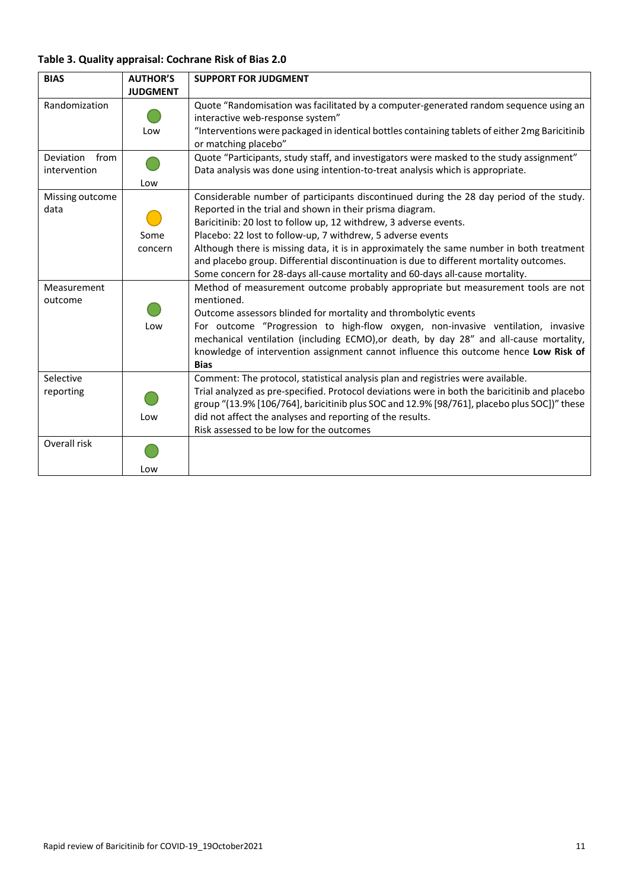**Table 3. Quality appraisal: Cochrane Risk of Bias 2.0**

| BIAS | AUTHOR'S JUDGMENT | SUPPORT FOR JUDGMENT |
|---|---|---|
| Randomization | Low | Quote "Randomisation was facilitated by a computer-generated random sequence using an interactive web-response system"<br>"Interventions were packaged in identical bottles containing tablets of either 2mg Baricitinib or matching placebo" |
| Deviation from intervention | Low | Quote "Participants, study staff, and investigators were masked to the study assignment"<br>Data analysis was done using intention-to-treat analysis which is appropriate. |
| Missing outcome data | Some concern | Considerable number of participants discontinued during the 28 day period of the study. Reported in the trial and shown in their prisma diagram.<br>Baricitinib: 20 lost to follow up, 12 withdrew, 3 adverse events.<br>Placebo: 22 lost to follow-up, 7 withdrew, 5 adverse events<br>Although there is missing data, it is in approximately the same number in both treatment and placebo group. Differential discontinuation is due to different mortality outcomes.<br>Some concern for 28-days all-cause mortality and 60-days all-cause mortality. |
| Measurement outcome | Low | Method of measurement outcome probably appropriate but measurement tools are not mentioned.<br>Outcome assessors blinded for mortality and thrombolytic events<br>For outcome "Progression to high-flow oxygen, non-invasive ventilation, invasive mechanical ventilation (including ECMO),or death, by day 28" and all-cause mortality, knowledge of intervention assignment cannot influence this outcome hence **Low Risk of Bias** |
| Selective reporting | Low | Comment: The protocol, statistical analysis plan and registries were available.<br>Trial analyzed as pre-specified. Protocol deviations were in both the baricitinib and placebo group "(13.9% [106/764], baricitinib plus SOC and 12.9% [98/761], placebo plus SOC])" these did not affect the analyses and reporting of the results.<br>Risk assessed to be low for the outcomes |
| Overall risk | Low | |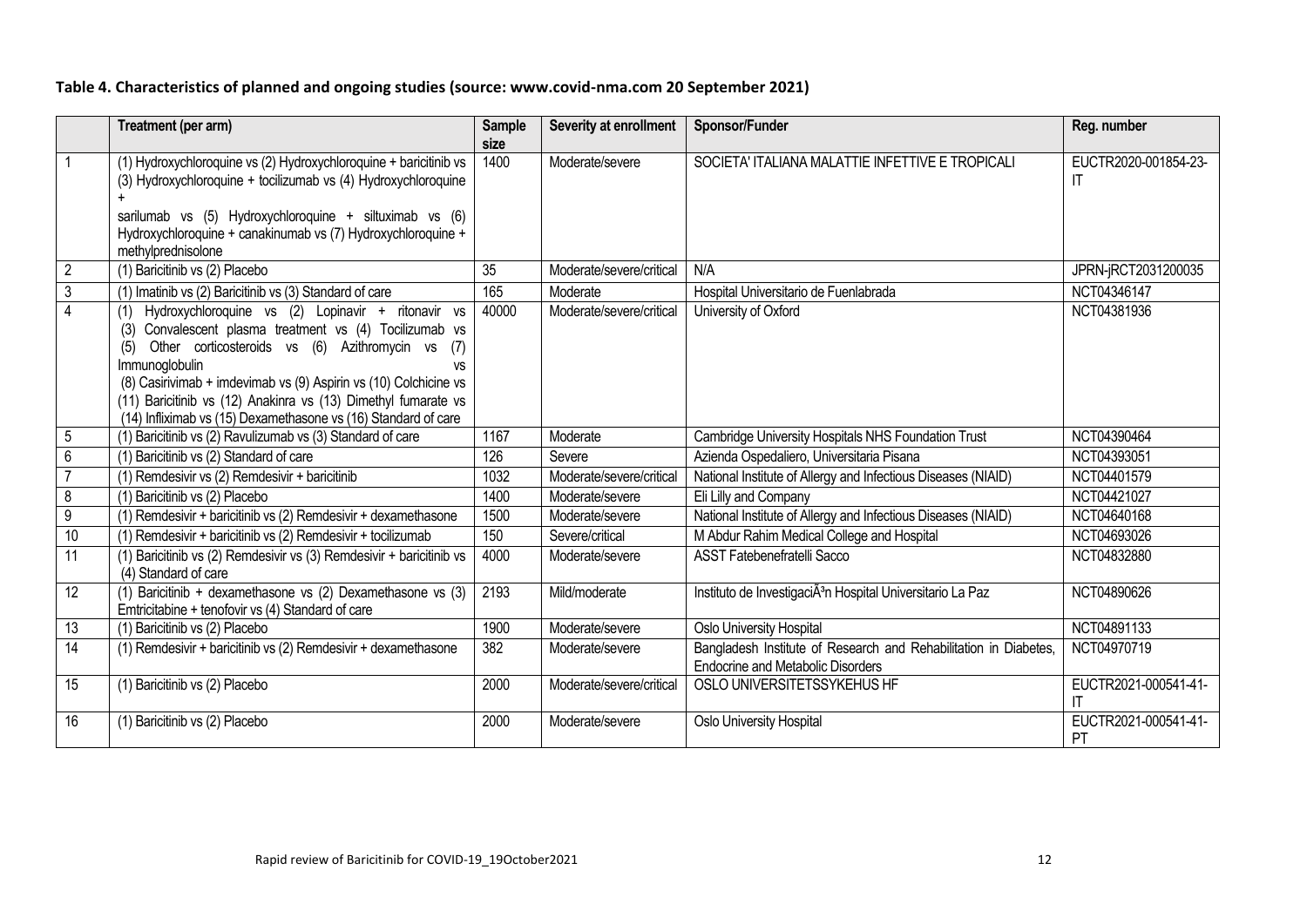**Table 4. Characteristics of planned and ongoing studies (source: www.covid-nma.com 20 September 2021)**

| | Treatment (per arm) | Sample size | Severity at enrollment | Sponsor/Funder | Reg. number |
|---|---|---|---|---|---|
| 1 | (1) Hydroxychloroquine vs (2) Hydroxychloroquine + baricitinib vs (3) Hydroxychloroquine + tocilizumab vs (4) Hydroxychloroquine + sarilumab vs (5) Hydroxychloroquine + siltuximab vs (6) Hydroxychloroquine + canakinumab vs (7) Hydroxychloroquine + methylprednisolone | 1400 | Moderate/severe | SOCIETA' ITALIANA MALATTIE INFETTIVE E TROPICALI | EUCTR2020-001854-23-IT |
| 2 | (1) Baricitinib vs (2) Placebo | 35 | Moderate/severe/critical | N/A | JPRN-jRCT2031200035 |
| 3 | (1) Imatinib vs (2) Baricitinib vs (3) Standard of care | 165 | Moderate | Hospital Universitario de Fuenlabrada | NCT04346147 |
| 4 | (1) Hydroxychloroquine vs (2) Lopinavir + ritonavir vs (3) Convalescent plasma treatment vs (4) Tocilizumab vs (5) Other corticosteroids vs (6) Azithromycin vs (7) Immunoglobulin vs (8) Casirivimab + imdevimab vs (9) Aspirin vs (10) Colchicine vs (11) Baricitinib vs (12) Anakinra vs (13) Dimethyl fumarate vs (14) Infliximab vs (15) Dexamethasone vs (16) Standard of care | 40000 | Moderate/severe/critical | University of Oxford | NCT04381936 |
| 5 | (1) Baricitinib vs (2) Ravulizumab vs (3) Standard of care | 1167 | Moderate | Cambridge University Hospitals NHS Foundation Trust | NCT04390464 |
| 6 | (1) Baricitinib vs (2) Standard of care | 126 | Severe | Azienda Ospedaliero, Universitaria Pisana | NCT04393051 |
| 7 | (1) Remdesivir vs (2) Remdesivir + baricitinib | 1032 | Moderate/severe/critical | National Institute of Allergy and Infectious Diseases (NIAID) | NCT04401579 |
| 8 | (1) Baricitinib vs (2) Placebo | 1400 | Moderate/severe | Eli Lilly and Company | NCT04421027 |
| 9 | (1) Remdesivir + baricitinib vs (2) Remdesivir + dexamethasone | 1500 | Moderate/severe | National Institute of Allergy and Infectious Diseases (NIAID) | NCT04640168 |
| 10 | (1) Remdesivir + baricitinib vs (2) Remdesivir + tocilizumab | 150 | Severe/critical | M Abdur Rahim Medical College and Hospital | NCT04693026 |
| 11 | (1) Baricitinib vs (2) Remdesivir vs (3) Remdesivir + baricitinib vs (4) Standard of care | 4000 | Moderate/severe | ASST Fatebenefratelli Sacco | NCT04832880 |
| 12 | (1) Baricitinib + dexamethasone vs (2) Dexamethasone vs (3) Emtricitabine + tenofovir vs (4) Standard of care | 2193 | Mild/moderate | Instituto de InvestigaciÃ³n Hospital Universitario La Paz | NCT04890626 |
| 13 | (1) Baricitinib vs (2) Placebo | 1900 | Moderate/severe | Oslo University Hospital | NCT04891133 |
| 14 | (1) Remdesivir + baricitinib vs (2) Remdesivir + dexamethasone | 382 | Moderate/severe | Bangladesh Institute of Research and Rehabilitation in Diabetes, Endocrine and Metabolic Disorders | NCT04970719 |
| 15 | (1) Baricitinib vs (2) Placebo | 2000 | Moderate/severe/critical | OSLO UNIVERSITETSSYKEHUS HF | EUCTR2021-000541-41-IT |
| 16 | (1) Baricitinib vs (2) Placebo | 2000 | Moderate/severe | Oslo University Hospital | EUCTR2021-000541-41-PT |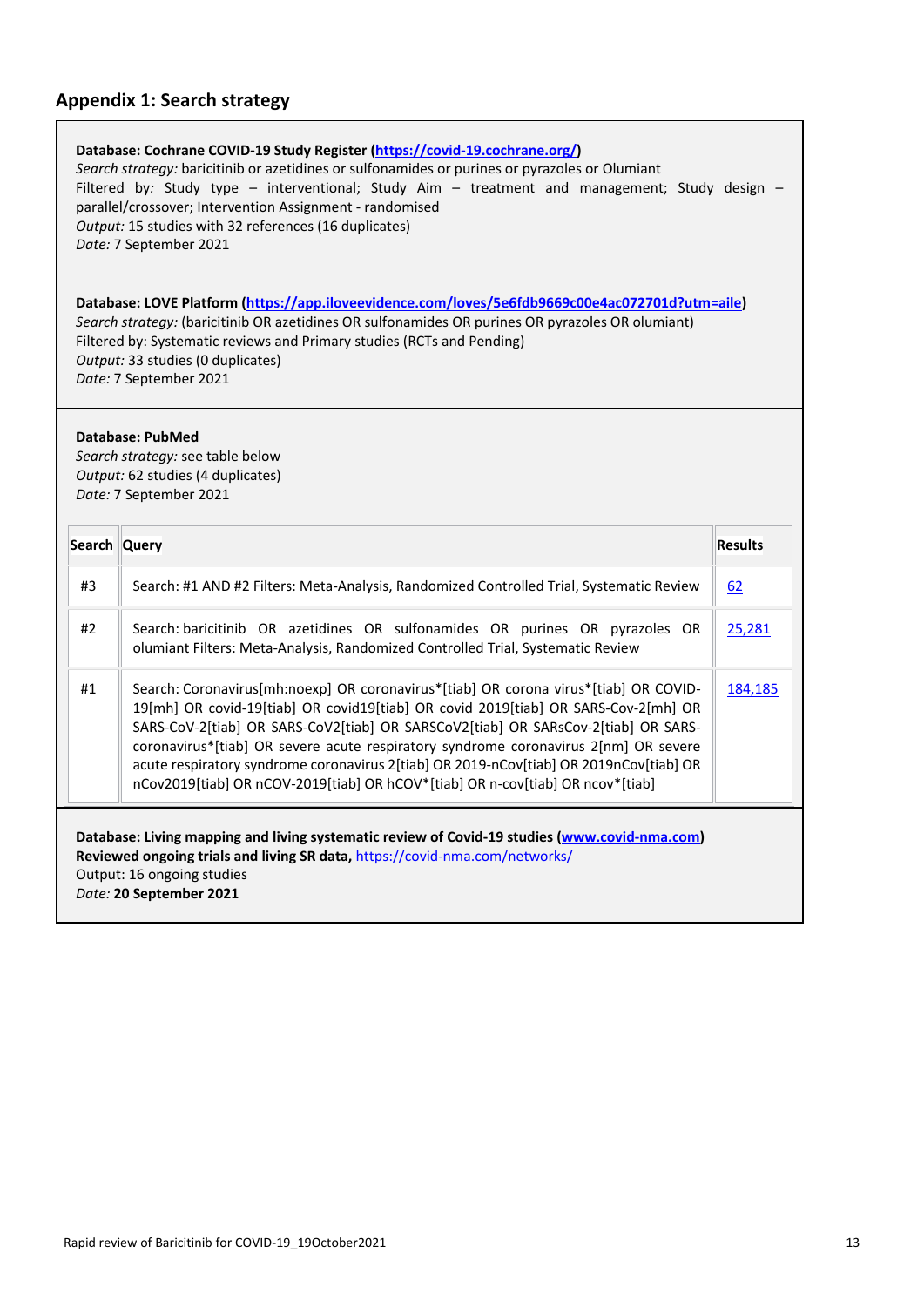## Appendix 1: Search strategy

**Database: Cochrane COVID-19 Study Register (https://covid-19.cochrane.org/)**
*Search strategy:* baricitinib or azetidines or sulfonamides or purines or pyrazoles or Olumiant
Filtered by*:* Study type – interventional; Study Aim – treatment and management; Study design – parallel/crossover; Intervention Assignment - randomised
*Output:* 15 studies with 32 references (16 duplicates)
*Date:* 7 September 2021

**Database: LOVE Platform (https://app.iloveevidence.com/loves/5e6fdb9669c00e4ac072701d?utm=aile)**
*Search strategy:* (baricitinib OR azetidines OR sulfonamides OR purines OR pyrazoles OR olumiant)
Filtered by: Systematic reviews and Primary studies (RCTs and Pending)
*Output:* 33 studies (0 duplicates)
*Date:* 7 September 2021

**Database: PubMed**
*Search strategy:* see table below
*Output:* 62 studies (4 duplicates)
*Date:* 7 September 2021

| Search | Query | Results |
|---|---|---|
| #3 | Search: #1 AND #2 Filters: Meta-Analysis, Randomized Controlled Trial, Systematic Review | 62 |
| #2 | Search: baricitinib OR azetidines OR sulfonamides OR purines OR pyrazoles OR olumiant Filters: Meta-Analysis, Randomized Controlled Trial, Systematic Review | 25,281 |
| #1 | Search: Coronavirus[mh:noexp] OR coronavirus*[tiab] OR corona virus*[tiab] OR COVID-19[mh] OR covid-19[tiab] OR covid19[tiab] OR covid 2019[tiab] OR SARS-Cov-2[mh] OR SARS-CoV-2[tiab] OR SARS-CoV2[tiab] OR SARSCoV2[tiab] OR SARsCov-2[tiab] OR SARS-coronavirus*[tiab] OR severe acute respiratory syndrome coronavirus 2[nm] OR severe acute respiratory syndrome coronavirus 2[tiab] OR 2019-nCov[tiab] OR 2019nCov[tiab] OR nCov2019[tiab] OR nCOV-2019[tiab] OR hCOV*[tiab] OR n-cov[tiab] OR ncov*[tiab] | 184,185 |

**Database: Living mapping and living systematic review of Covid-19 studies (www.covid-nma.com)**
**Reviewed ongoing trials and living SR data,** https://covid-nma.com/networks/
Output: 16 ongoing studies
*Date:* **20 September 2021**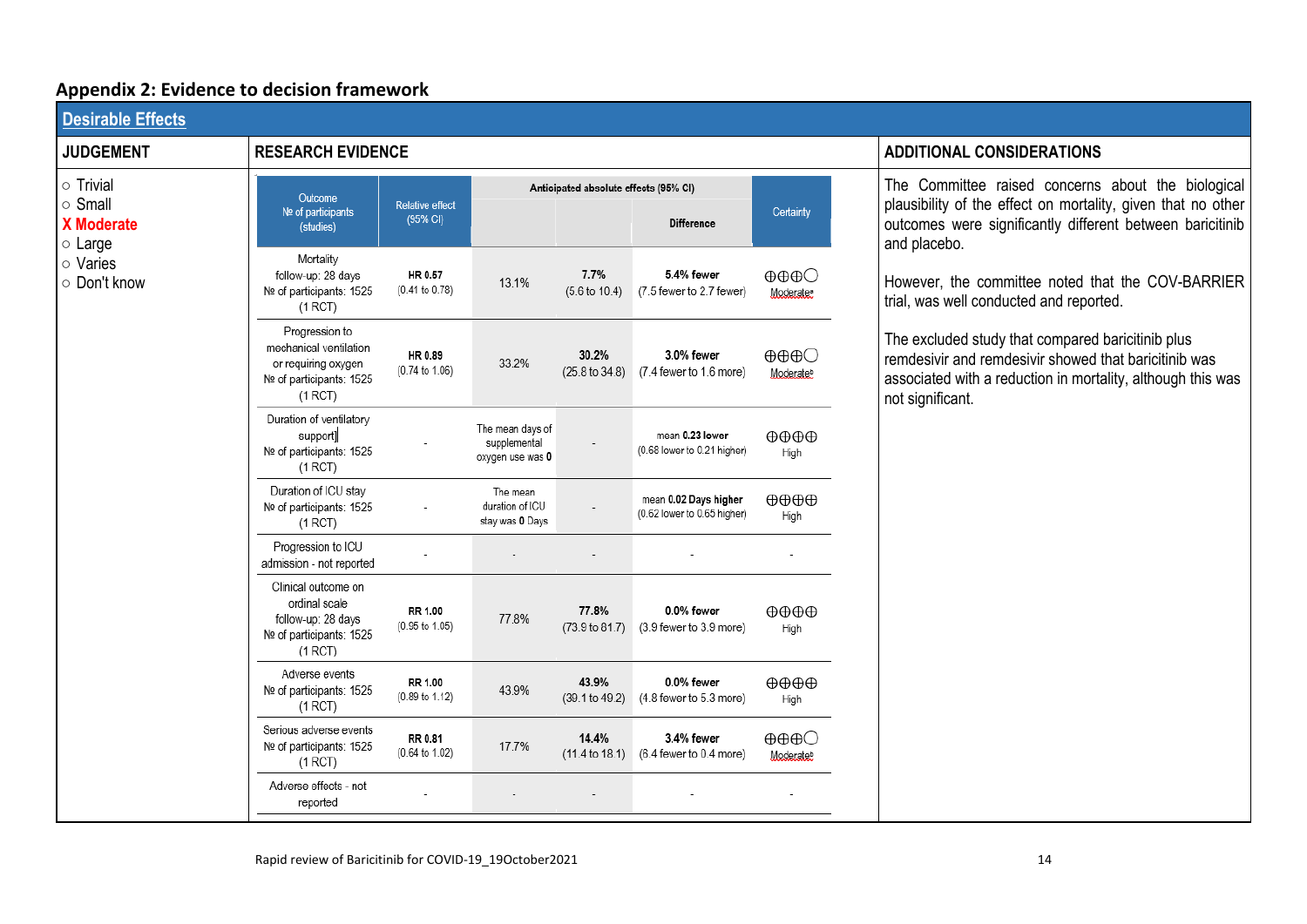## Appendix 2: Evidence to decision framework

**Desirable Effects**

| JUDGEMENT | RESEARCH EVIDENCE | ADDITIONAL CONSIDERATIONS |
|---|---|---|
| ○ Trivial<br>○ Small<br>**X Moderate**<br>○ Large<br>○ Varies<br>○ Don't know | (see table below) | The Committee raised concerns about the biological plausibility of the effect on mortality, given that no other outcomes were significantly different between baricitinib and placebo.<br><br>However, the committee noted that the COV-BARRIER trial, was well conducted and reported.<br><br>The excluded study that compared baricitinib plus remdesivir and remdesivir showed that baricitinib was associated with a reduction in mortality, although this was not significant. |

| Outcome<br>№ of participants (studies) | Relative effect (95% CI) | Anticipated absolute effects (95% CI) | | | Certainty |
|---|---|---|---|---|---|
| | | | | Difference | |
| Mortality<br>follow-up: 28 days<br>№ of participants: 1525 (1 RCT) | **HR 0.57**<br>(0.41 to 0.78) | 13.1% | **7.7%**<br>(5.6 to 10.4) | **5.4% fewer**<br>(7.5 fewer to 2.7 fewer) | ⊕⊕⊕◯<br>Moderate[a] |
| Progression to mechanical ventilation or requiring oxygen<br>№ of participants: 1525 (1 RCT) | **HR 0.89**<br>(0.74 to 1.06) | 33.2% | **30.2%**<br>(25.8 to 34.8) | **3.0% fewer**<br>(7.4 fewer to 1.6 more) | ⊕⊕⊕◯<br>Moderate[b] |
| Duration of ventilatory support<br>№ of participants: 1525 (1 RCT) | - | The mean days of supplemental oxygen use was **0** | - | mean **0.23 lower**<br>(0.68 lower to 0.21 higher) | ⊕⊕⊕⊕<br>High |
| Duration of ICU stay<br>№ of participants: 1525 (1 RCT) | - | The mean duration of ICU stay was **0** Days | - | mean **0.02 Days higher**<br>(0.62 lower to 0.65 higher) | ⊕⊕⊕⊕<br>High |
| Progression to ICU admission - not reported | - | - | - | - | - |
| Clinical outcome on ordinal scale<br>follow-up: 28 days<br>№ of participants: 1525 (1 RCT) | **RR 1.00**<br>(0.95 to 1.05) | 77.8% | **77.8%**<br>(73.9 to 81.7) | **0.0% fewer**<br>(3.9 fewer to 3.9 more) | ⊕⊕⊕⊕<br>High |
| Adverse events<br>№ of participants: 1525 (1 RCT) | **RR 1.00**<br>(0.89 to 1.12) | 43.9% | **43.9%**<br>(39.1 to 49.2) | **0.0% fewer**<br>(4.8 fewer to 5.3 more) | ⊕⊕⊕⊕<br>High |
| Serious adverse events<br>№ of participants: 1525 (1 RCT) | **RR 0.81**<br>(0.64 to 1.02) | 17.7% | **14.4%**<br>(11.4 to 18.1) | **3.4% fewer**<br>(6.4 fewer to 0.4 more) | ⊕⊕⊕◯<br>Moderate[b] |
| Adverse effects - not reported | - | - | - | - | - |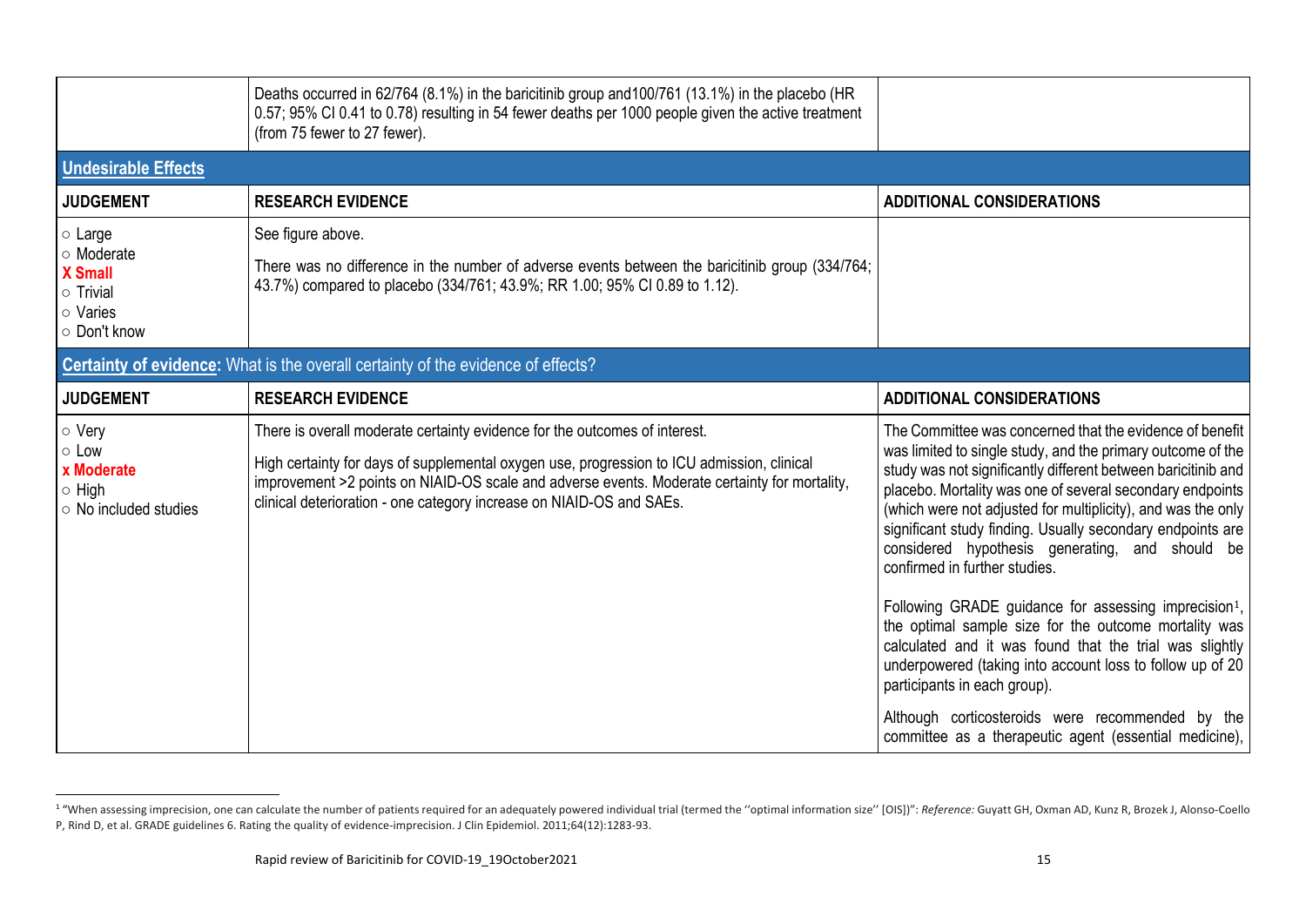| | | |
|---|---|---|
| | Deaths occurred in 62/764 (8.1%) in the baricitinib group and100/761 (13.1%) in the placebo (HR 0.57; 95% CI 0.41 to 0.78) resulting in 54 fewer deaths per 1000 people given the active treatment (from 75 fewer to 27 fewer). | |

**Undesirable Effects**

| JUDGEMENT | RESEARCH EVIDENCE | ADDITIONAL CONSIDERATIONS |
|---|---|---|
| ○ Large<br>○ Moderate<br>**X Small**<br>○ Trivial<br>○ Varies<br>○ Don't know | See figure above.<br><br>There was no difference in the number of adverse events between the baricitinib group (334/764; 43.7%) compared to placebo (334/761; 43.9%; RR 1.00; 95% CI 0.89 to 1.12). | |

**Certainty of evidence:** What is the overall certainty of the evidence of effects?

| JUDGEMENT | RESEARCH EVIDENCE | ADDITIONAL CONSIDERATIONS |
|---|---|---|
| ○ Very<br>○ Low<br>**x Moderate**<br>○ High<br>○ No included studies | There is overall moderate certainty evidence for the outcomes of interest.<br><br>High certainty for days of supplemental oxygen use, progression to ICU admission, clinical improvement >2 points on NIAID-OS scale and adverse events. Moderate certainty for mortality, clinical deterioration - one category increase on NIAID-OS and SAEs. | The Committee was concerned that the evidence of benefit was limited to single study, and the primary outcome of the study was not significantly different between baricitinib and placebo. Mortality was one of several secondary endpoints (which were not adjusted for multiplicity), and was the only significant study finding. Usually secondary endpoints are considered hypothesis generating, and should be confirmed in further studies.<br><br>Following GRADE guidance for assessing imprecision[1], the optimal sample size for the outcome mortality was calculated and it was found that the trial was slightly underpowered (taking into account loss to follow up of 20 participants in each group).<br><br>Although corticosteroids were recommended by the committee as a therapeutic agent (essential medicine), |

[1] "When assessing imprecision, one can calculate the number of patients required for an adequately powered individual trial (termed the ''optimal information size'' [OIS])": *Reference:* Guyatt GH, Oxman AD, Kunz R, Brozek J, Alonso-Coello P, Rind D, et al. GRADE guidelines 6. Rating the quality of evidence-imprecision. J Clin Epidemiol. 2011;64(12):1283-93.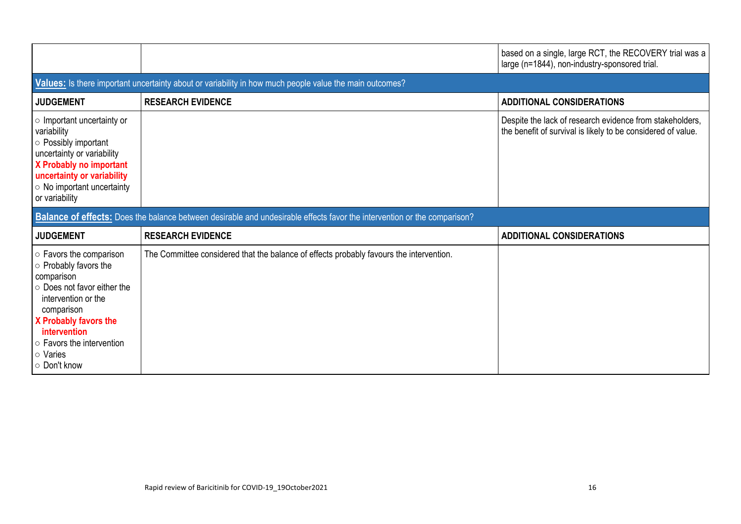| | | |
|---|---|---|
| | | based on a single, large RCT, the RECOVERY trial was a large (n=1844), non-industry-sponsored trial. |

**Values:** Is there important uncertainty about or variability in how much people value the main outcomes?

| JUDGEMENT | RESEARCH EVIDENCE | ADDITIONAL CONSIDERATIONS |
|---|---|---|
| ○ Important uncertainty or variability<br>○ Possibly important uncertainty or variability<br>**X Probably no important uncertainty or variability**<br>○ No important uncertainty or variability | | Despite the lack of research evidence from stakeholders, the benefit of survival is likely to be considered of value. |

**Balance of effects:** Does the balance between desirable and undesirable effects favor the intervention or the comparison?

| JUDGEMENT | RESEARCH EVIDENCE | ADDITIONAL CONSIDERATIONS |
|---|---|---|
| ○ Favors the comparison<br>○ Probably favors the comparison<br>○ Does not favor either the intervention or the comparison<br>**X Probably favors the intervention**<br>○ Favors the intervention<br>○ Varies<br>○ Don't know | The Committee considered that the balance of effects probably favours the intervention. | |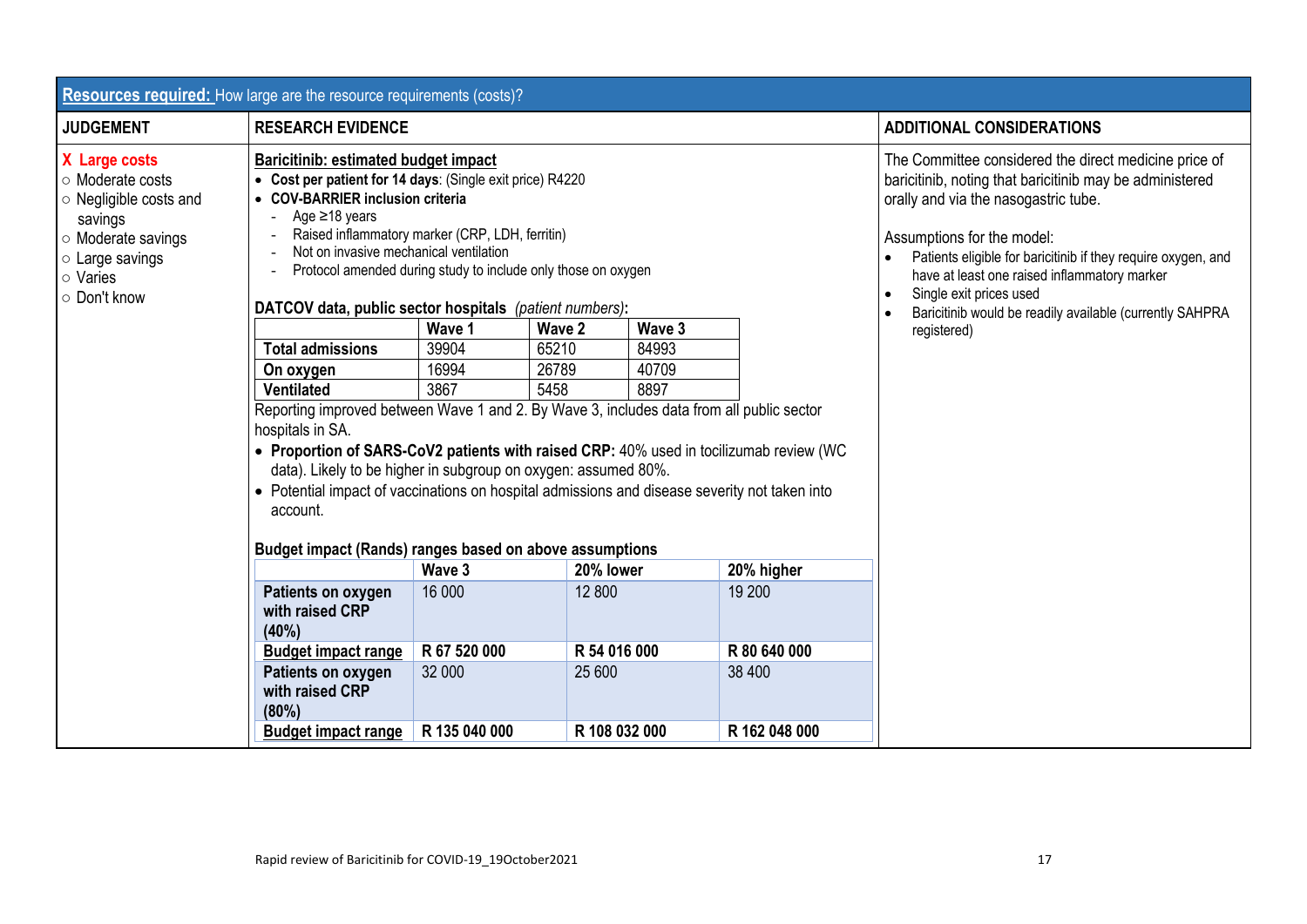## **Resources required:** How large are the resource requirements (costs)?

**JUDGEMENT**

- X **Large costs**
- ○ Moderate costs
- ○ Negligible costs and savings
- ○ Moderate savings
- ○ Large savings
- ○ Varies
- ○ Don't know

**RESEARCH EVIDENCE**

**Baricitinib: estimated budget impact**

- **Cost per patient for 14 days**: (Single exit price) R4220
- **COV-BARRIER inclusion criteria**
  - Age ≥18 years
  - Raised inflammatory marker (CRP, LDH, ferritin)
  - Not on invasive mechanical ventilation
  - Protocol amended during study to include only those on oxygen

**DATCOV data, public sector hospitals** *(patient numbers)***:**

| | Wave 1 | Wave 2 | Wave 3 |
|---|---|---|---|
| **Total admissions** | 39904 | 65210 | 84993 |
| **On oxygen** | 16994 | 26789 | 40709 |
| **Ventilated** | 3867 | 5458 | 8897 |

Reporting improved between Wave 1 and 2. By Wave 3, includes data from all public sector hospitals in SA.

- **Proportion of SARS-CoV2 patients with raised CRP:** 40% used in tocilizumab review (WC data). Likely to be higher in subgroup on oxygen: assumed 80%.
- Potential impact of vaccinations on hospital admissions and disease severity not taken into account.

**Budget impact (Rands) ranges based on above assumptions**

| | Wave 3 | 20% lower | 20% higher |
|---|---|---|---|
| **Patients on oxygen with raised CRP (40%)** | 16 000 | 12 800 | 19 200 |
| **Budget impact range** | **R 67 520 000** | **R 54 016 000** | **R 80 640 000** |
| **Patients on oxygen with raised CRP (80%)** | 32 000 | 25 600 | 38 400 |
| **Budget impact range** | **R 135 040 000** | **R 108 032 000** | **R 162 048 000** |

**ADDITIONAL CONSIDERATIONS**

The Committee considered the direct medicine price of baricitinib, noting that baricitinib may be administered orally and via the nasogastric tube.

Assumptions for the model:

- Patients eligible for baricitinib if they require oxygen, and have at least one raised inflammatory marker
- Single exit prices used
- Baricitinib would be readily available (currently SAHPRA registered)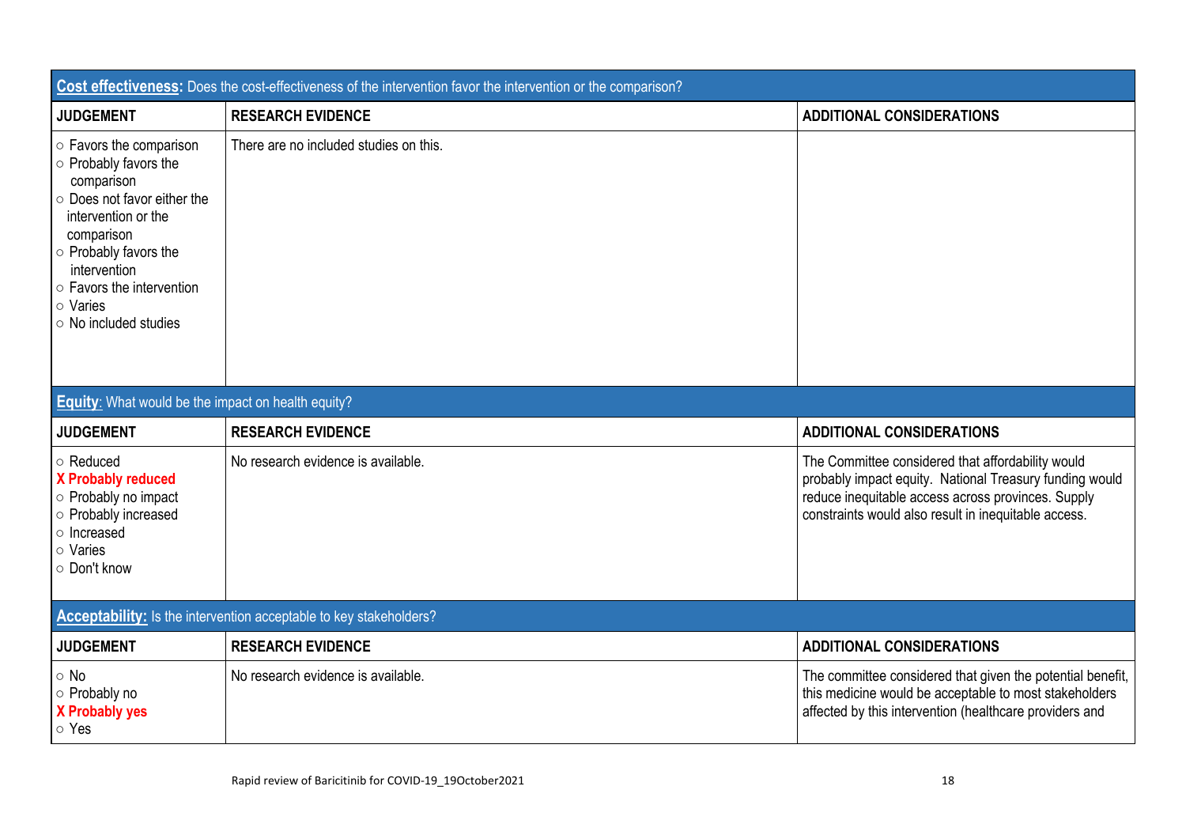| **Cost effectiveness:** Does the cost-effectiveness of the intervention favor the intervention or the comparison? | | |
|---|---|---|
| **JUDGEMENT** | **RESEARCH EVIDENCE** | **ADDITIONAL CONSIDERATIONS** |
| ○ Favors the comparison<br>○ Probably favors the comparison<br>○ Does not favor either the intervention or the comparison<br>○ Probably favors the intervention<br>○ Favors the intervention<br>○ Varies<br>○ No included studies | There are no included studies on this. | |

| **Equity**: What would be the impact on health equity? | | |
|---|---|---|
| **JUDGEMENT** | **RESEARCH EVIDENCE** | **ADDITIONAL CONSIDERATIONS** |
| ○ Reduced<br>**X Probably reduced**<br>○ Probably no impact<br>○ Probably increased<br>○ Increased<br>○ Varies<br>○ Don't know | No research evidence is available. | The Committee considered that affordability would probably impact equity. National Treasury funding would reduce inequitable access across provinces. Supply constraints would also result in inequitable access. |

| **Acceptability:** Is the intervention acceptable to key stakeholders? | | |
|---|---|---|
| **JUDGEMENT** | **RESEARCH EVIDENCE** | **ADDITIONAL CONSIDERATIONS** |
| ○ No<br>○ Probably no<br>**X Probably yes**<br>○ Yes | No research evidence is available. | The committee considered that given the potential benefit, this medicine would be acceptable to most stakeholders affected by this intervention (healthcare providers and |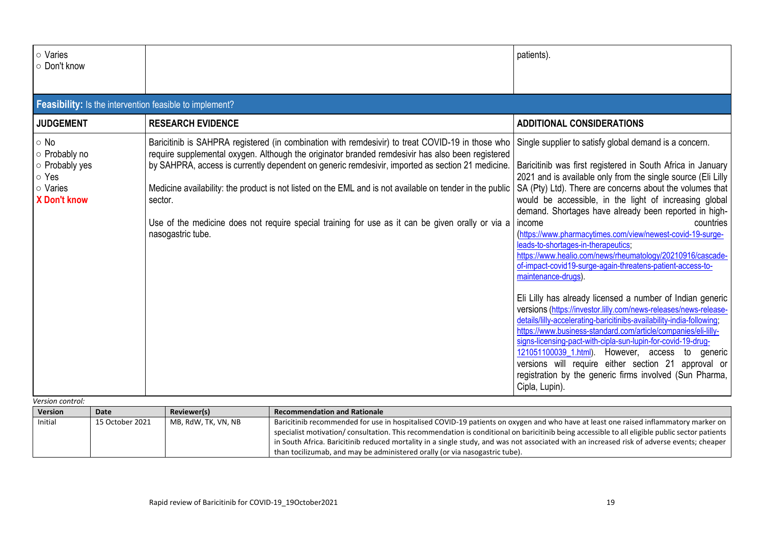| | | |
|---|---|---|
| ○ Varies<br>○ Don't know | | patients). |

**Feasibility:** Is the intervention feasible to implement?

| JUDGEMENT | RESEARCH EVIDENCE | ADDITIONAL CONSIDERATIONS |
|---|---|---|
| ○ No<br>○ Probably no<br>○ Probably yes<br>○ Yes<br>○ Varies<br>**X Don't know** | Baricitinib is SAHPRA registered (in combination with remdesivir) to treat COVID-19 in those who require supplemental oxygen. Although the originator branded remdesivir has also been registered by SAHPRA, access is currently dependent on generic remdesivir, imported as section 21 medicine.<br><br>Medicine availability: the product is not listed on the EML and is not available on tender in the public sector.<br><br>Use of the medicine does not require special training for use as it can be given orally or via a nasogastric tube. | Single supplier to satisfy global demand is a concern.<br><br>Baricitinib was first registered in South Africa in January 2021 and is available only from the single source (Eli Lilly SA (Pty) Ltd). There are concerns about the volumes that would be accessible, in the light of increasing global demand. Shortages have already been reported in high-income countries (https://www.pharmacytimes.com/view/newest-covid-19-surge-leads-to-shortages-in-therapeutics; https://www.healio.com/news/rheumatology/20210916/cascade-of-impact-covid19-surge-again-threatens-patient-access-to-maintenance-drugs).<br><br>Eli Lilly has already licensed a number of Indian generic versions (https://investor.lilly.com/news-releases/news-release-details/lilly-accelerating-baricitinibs-availability-india-following; https://www.business-standard.com/article/companies/eli-lilly-signs-licensing-pact-with-cipla-sun-lupin-for-covid-19-drug-121051100039_1.html). However, access to generic versions will require either section 21 approval or registration by the generic firms involved (Sun Pharma, Cipla, Lupin). |

*Version control:*

| Version | Date | Reviewer(s) | Recommendation and Rationale |
|---|---|---|---|
| Initial | 15 October 2021 | MB, RdW, TK, VN, NB | Baricitinib recommended for use in hospitalised COVID-19 patients on oxygen and who have at least one raised inflammatory marker on specialist motivation/ consultation. This recommendation is conditional on baricitinib being accessible to all eligible public sector patients in South Africa. Baricitinib reduced mortality in a single study, and was not associated with an increased risk of adverse events; cheaper than tocilizumab, and may be administered orally (or via nasogastric tube). |